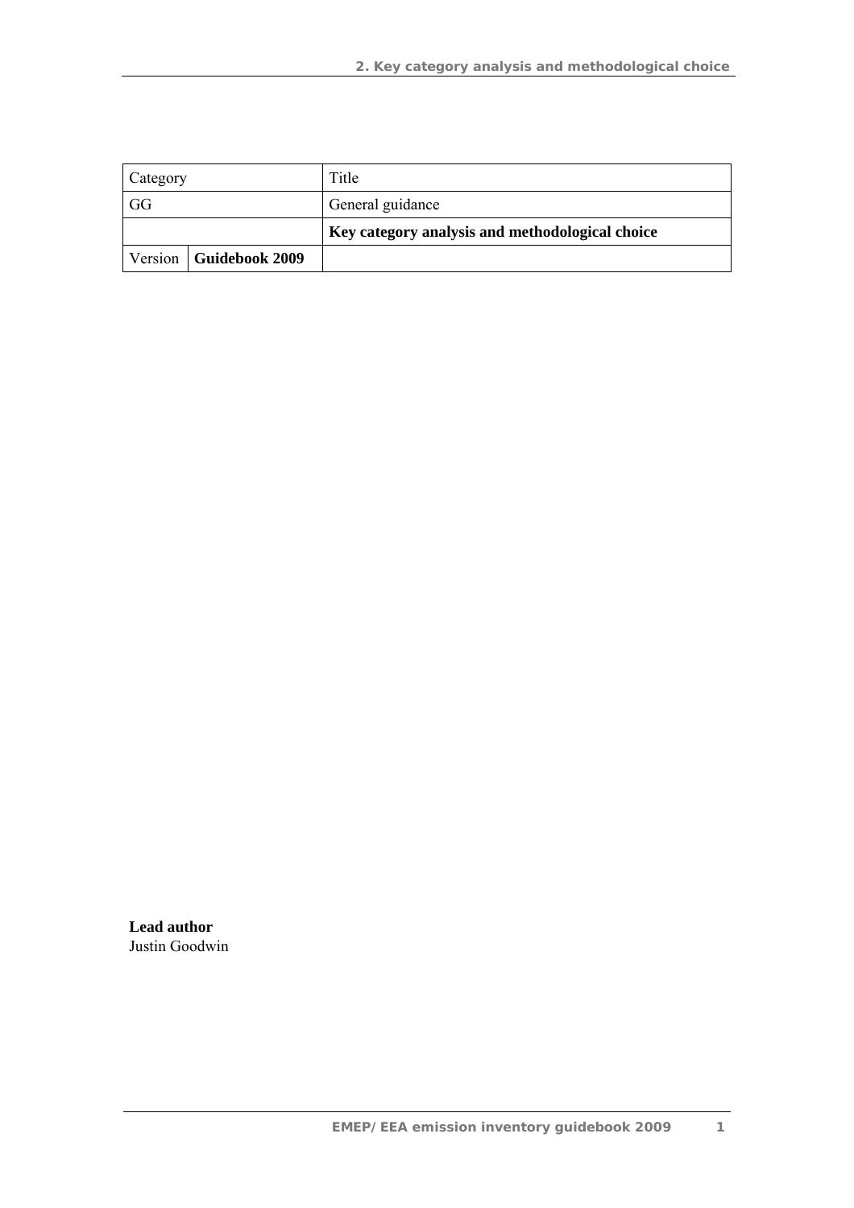| Category | | Title |
|---|---|---|
| GG | | General guidance |
| | | **Key category analysis and methodological choice** |
| Version | **Guidebook 2009** | |

**Lead author**
Justin Goodwin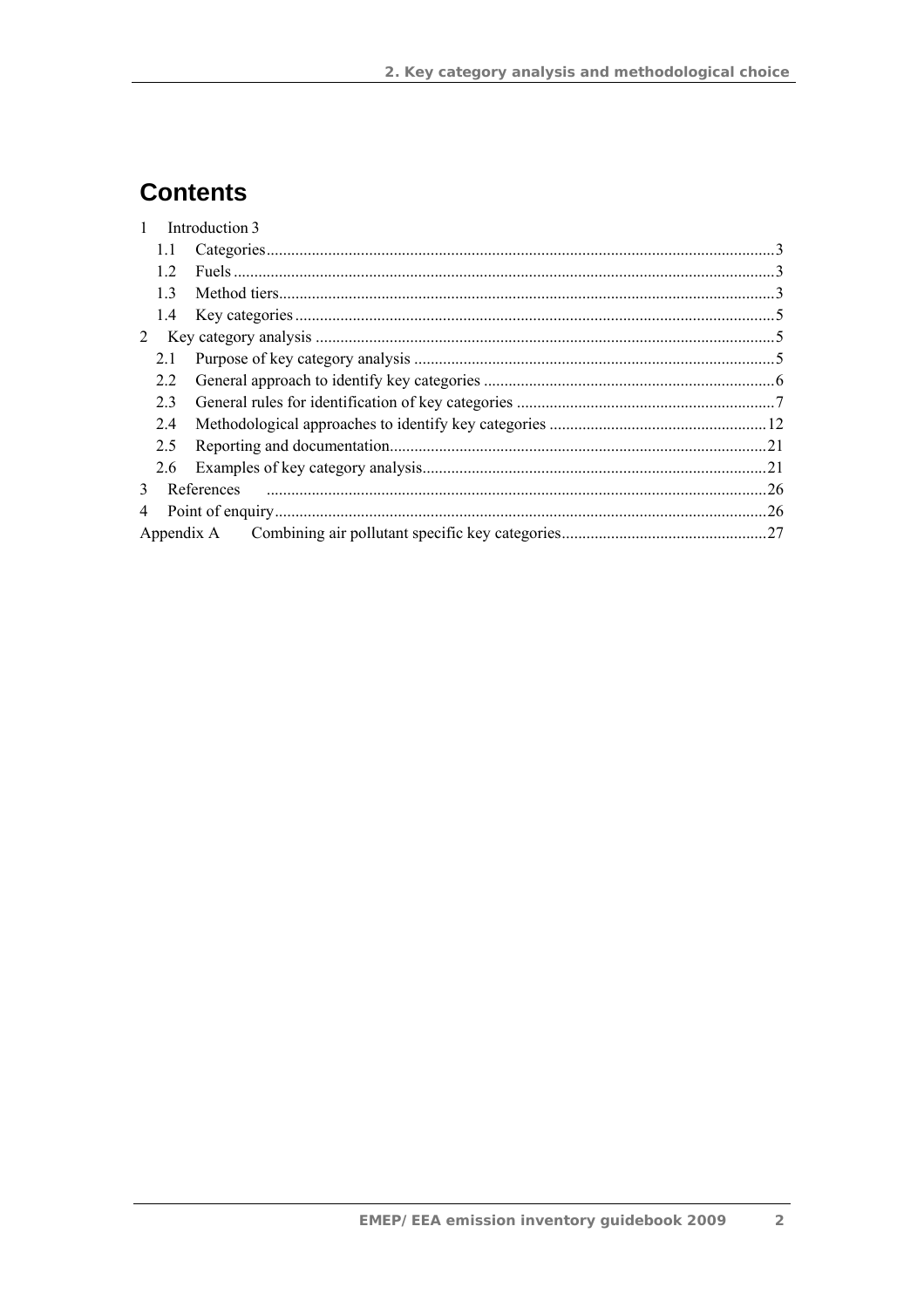# Contents

1 Introduction 3

- 1.1 Categories......3
- 1.2 Fuels......3
- 1.3 Method tiers......3
- 1.4 Key categories......5

2 Key category analysis......5

- 2.1 Purpose of key category analysis......5
- 2.2 General approach to identify key categories......6
- 2.3 General rules for identification of key categories......7
- 2.4 Methodological approaches to identify key categories......12
- 2.5 Reporting and documentation......21
- 2.6 Examples of key category analysis......21

3 References......26

4 Point of enquiry......26

Appendix A Combining air pollutant specific key categories......27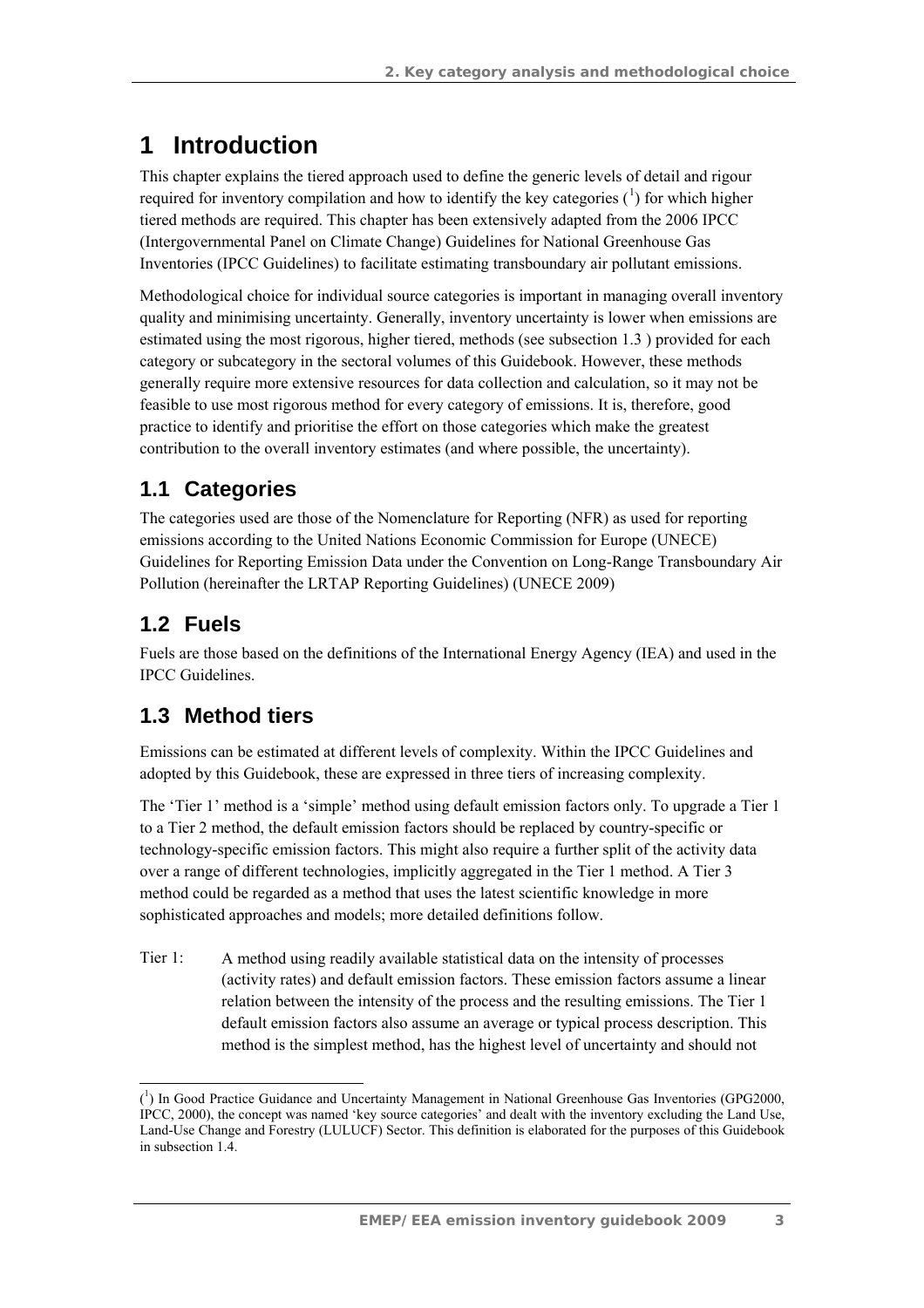# 1 Introduction

This chapter explains the tiered approach used to define the generic levels of detail and rigour required for inventory compilation and how to identify the key categories ([1]) for which higher tiered methods are required. This chapter has been extensively adapted from the 2006 IPCC (Intergovernmental Panel on Climate Change) Guidelines for National Greenhouse Gas Inventories (IPCC Guidelines) to facilitate estimating transboundary air pollutant emissions.

Methodological choice for individual source categories is important in managing overall inventory quality and minimising uncertainty. Generally, inventory uncertainty is lower when emissions are estimated using the most rigorous, higher tiered, methods (see subsection 1.3 ) provided for each category or subcategory in the sectoral volumes of this Guidebook. However, these methods generally require more extensive resources for data collection and calculation, so it may not be feasible to use most rigorous method for every category of emissions. It is, therefore, good practice to identify and prioritise the effort on those categories which make the greatest contribution to the overall inventory estimates (and where possible, the uncertainty).

## 1.1 Categories

The categories used are those of the Nomenclature for Reporting (NFR) as used for reporting emissions according to the United Nations Economic Commission for Europe (UNECE) Guidelines for Reporting Emission Data under the Convention on Long-Range Transboundary Air Pollution (hereinafter the LRTAP Reporting Guidelines) (UNECE 2009)

## 1.2 Fuels

Fuels are those based on the definitions of the International Energy Agency (IEA) and used in the IPCC Guidelines.

## 1.3 Method tiers

Emissions can be estimated at different levels of complexity. Within the IPCC Guidelines and adopted by this Guidebook, these are expressed in three tiers of increasing complexity.

The 'Tier 1' method is a 'simple' method using default emission factors only. To upgrade a Tier 1 to a Tier 2 method, the default emission factors should be replaced by country-specific or technology-specific emission factors. This might also require a further split of the activity data over a range of different technologies, implicitly aggregated in the Tier 1 method. A Tier 3 method could be regarded as a method that uses the latest scientific knowledge in more sophisticated approaches and models; more detailed definitions follow.

Tier 1: A method using readily available statistical data on the intensity of processes (activity rates) and default emission factors. These emission factors assume a linear relation between the intensity of the process and the resulting emissions. The Tier 1 default emission factors also assume an average or typical process description. This method is the simplest method, has the highest level of uncertainty and should not

---

([1]) In Good Practice Guidance and Uncertainty Management in National Greenhouse Gas Inventories (GPG2000, IPCC, 2000), the concept was named 'key source categories' and dealt with the inventory excluding the Land Use, Land-Use Change and Forestry (LULUCF) Sector. This definition is elaborated for the purposes of this Guidebook in subsection 1.4.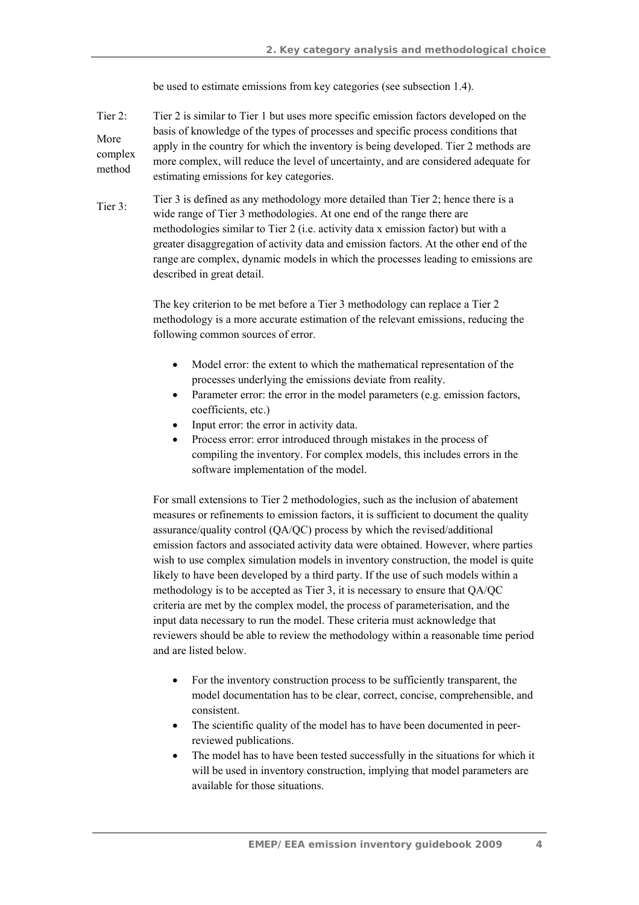be used to estimate emissions from key categories (see subsection 1.4).

Tier 2: More complex method

Tier 2 is similar to Tier 1 but uses more specific emission factors developed on the basis of knowledge of the types of processes and specific process conditions that apply in the country for which the inventory is being developed. Tier 2 methods are more complex, will reduce the level of uncertainty, and are considered adequate for estimating emissions for key categories.

Tier 3:

Tier 3 is defined as any methodology more detailed than Tier 2; hence there is a wide range of Tier 3 methodologies. At one end of the range there are methodologies similar to Tier 2 (i.e. activity data x emission factor) but with a greater disaggregation of activity data and emission factors. At the other end of the range are complex, dynamic models in which the processes leading to emissions are described in great detail.

The key criterion to be met before a Tier 3 methodology can replace a Tier 2 methodology is a more accurate estimation of the relevant emissions, reducing the following common sources of error.

- Model error: the extent to which the mathematical representation of the processes underlying the emissions deviate from reality.
- Parameter error: the error in the model parameters (e.g. emission factors, coefficients, etc.)
- Input error: the error in activity data.
- Process error: error introduced through mistakes in the process of compiling the inventory. For complex models, this includes errors in the software implementation of the model.

For small extensions to Tier 2 methodologies, such as the inclusion of abatement measures or refinements to emission factors, it is sufficient to document the quality assurance/quality control (QA/QC) process by which the revised/additional emission factors and associated activity data were obtained. However, where parties wish to use complex simulation models in inventory construction, the model is quite likely to have been developed by a third party. If the use of such models within a methodology is to be accepted as Tier 3, it is necessary to ensure that QA/QC criteria are met by the complex model, the process of parameterisation, and the input data necessary to run the model. These criteria must acknowledge that reviewers should be able to review the methodology within a reasonable time period and are listed below.

- For the inventory construction process to be sufficiently transparent, the model documentation has to be clear, correct, concise, comprehensible, and consistent.
- The scientific quality of the model has to have been documented in peer-reviewed publications.
- The model has to have been tested successfully in the situations for which it will be used in inventory construction, implying that model parameters are available for those situations.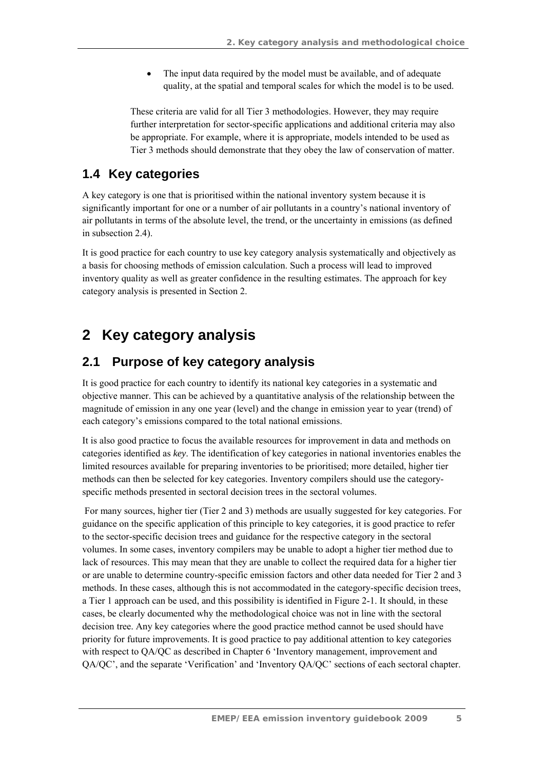- The input data required by the model must be available, and of adequate quality, at the spatial and temporal scales for which the model is to be used.

These criteria are valid for all Tier 3 methodologies. However, they may require further interpretation for sector-specific applications and additional criteria may also be appropriate. For example, where it is appropriate, models intended to be used as Tier 3 methods should demonstrate that they obey the law of conservation of matter.

## 1.4 Key categories

A key category is one that is prioritised within the national inventory system because it is significantly important for one or a number of air pollutants in a country's national inventory of air pollutants in terms of the absolute level, the trend, or the uncertainty in emissions (as defined in subsection 2.4).

It is good practice for each country to use key category analysis systematically and objectively as a basis for choosing methods of emission calculation. Such a process will lead to improved inventory quality as well as greater confidence in the resulting estimates. The approach for key category analysis is presented in Section 2.

# 2 Key category analysis

## 2.1 Purpose of key category analysis

It is good practice for each country to identify its national key categories in a systematic and objective manner. This can be achieved by a quantitative analysis of the relationship between the magnitude of emission in any one year (level) and the change in emission year to year (trend) of each category's emissions compared to the total national emissions.

It is also good practice to focus the available resources for improvement in data and methods on categories identified as *key*. The identification of key categories in national inventories enables the limited resources available for preparing inventories to be prioritised; more detailed, higher tier methods can then be selected for key categories. Inventory compilers should use the category-specific methods presented in sectoral decision trees in the sectoral volumes.

For many sources, higher tier (Tier 2 and 3) methods are usually suggested for key categories. For guidance on the specific application of this principle to key categories, it is good practice to refer to the sector-specific decision trees and guidance for the respective category in the sectoral volumes. In some cases, inventory compilers may be unable to adopt a higher tier method due to lack of resources. This may mean that they are unable to collect the required data for a higher tier or are unable to determine country-specific emission factors and other data needed for Tier 2 and 3 methods. In these cases, although this is not accommodated in the category-specific decision trees, a Tier 1 approach can be used, and this possibility is identified in Figure 2-1. It should, in these cases, be clearly documented why the methodological choice was not in line with the sectoral decision tree. Any key categories where the good practice method cannot be used should have priority for future improvements. It is good practice to pay additional attention to key categories with respect to QA/QC as described in Chapter 6 'Inventory management, improvement and QA/QC', and the separate 'Verification' and 'Inventory QA/QC' sections of each sectoral chapter.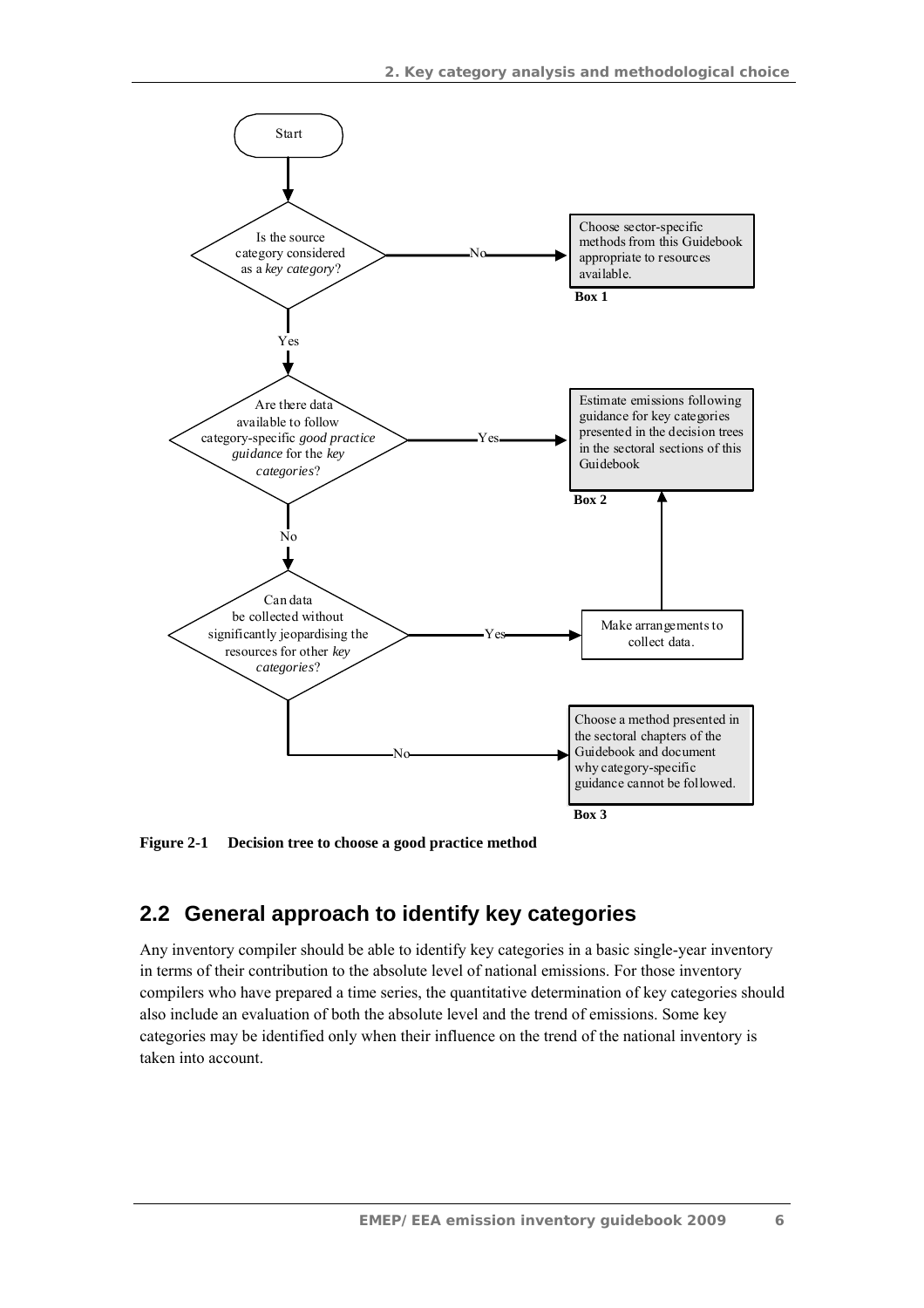Start

Is the source category considered as a *key category*?

No → Choose sector-specific methods from this Guidebook appropriate to resources available.

**Box 1**

Yes ↓

Are there data available to follow category-specific *good practice guidance* for the *key categories*?

Yes → Estimate emissions following guidance for key categories presented in the decision trees in the sectoral sections of this Guidebook

**Box 2**

No ↓

Can data be collected without significantly jeopardising the resources for other *key categories*?

Yes → Make arrangements to collect data. → Box 2

No → Choose a method presented in the sectoral chapters of the Guidebook and document why category-specific guidance cannot be followed.

**Box 3**

**Figure 2-1 Decision tree to choose a good practice method**

## 2.2 General approach to identify key categories

Any inventory compiler should be able to identify key categories in a basic single-year inventory in terms of their contribution to the absolute level of national emissions. For those inventory compilers who have prepared a time series, the quantitative determination of key categories should also include an evaluation of both the absolute level and the trend of emissions. Some key categories may be identified only when their influence on the trend of the national inventory is taken into account.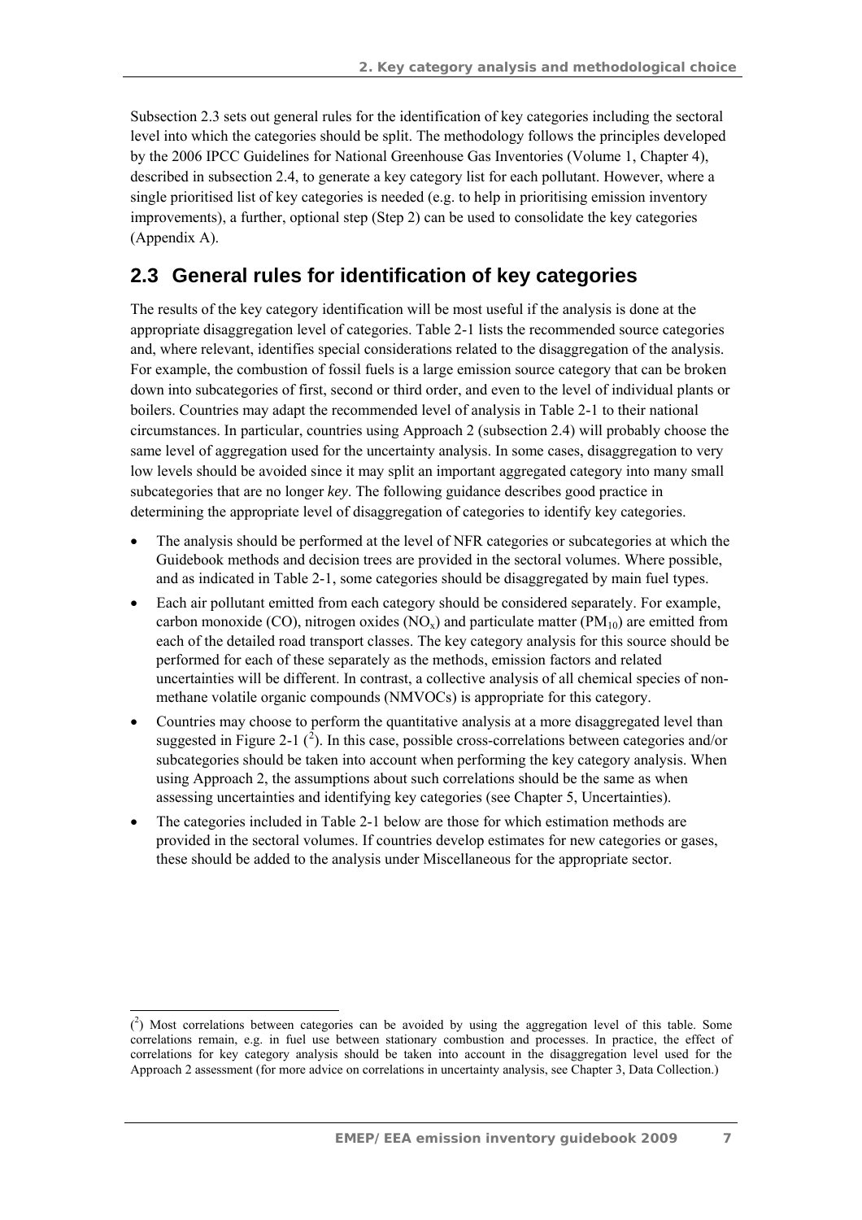Subsection 2.3 sets out general rules for the identification of key categories including the sectoral level into which the categories should be split. The methodology follows the principles developed by the 2006 IPCC Guidelines for National Greenhouse Gas Inventories (Volume 1, Chapter 4), described in subsection 2.4, to generate a key category list for each pollutant. However, where a single prioritised list of key categories is needed (e.g. to help in prioritising emission inventory improvements), a further, optional step (Step 2) can be used to consolidate the key categories (Appendix A).

## 2.3 General rules for identification of key categories

The results of the key category identification will be most useful if the analysis is done at the appropriate disaggregation level of categories. Table 2-1 lists the recommended source categories and, where relevant, identifies special considerations related to the disaggregation of the analysis. For example, the combustion of fossil fuels is a large emission source category that can be broken down into subcategories of first, second or third order, and even to the level of individual plants or boilers. Countries may adapt the recommended level of analysis in Table 2-1 to their national circumstances. In particular, countries using Approach 2 (subsection 2.4) will probably choose the same level of aggregation used for the uncertainty analysis. In some cases, disaggregation to very low levels should be avoided since it may split an important aggregated category into many small subcategories that are no longer *key*. The following guidance describes good practice in determining the appropriate level of disaggregation of categories to identify key categories.

- The analysis should be performed at the level of NFR categories or subcategories at which the Guidebook methods and decision trees are provided in the sectoral volumes. Where possible, and as indicated in Table 2-1, some categories should be disaggregated by main fuel types.
- Each air pollutant emitted from each category should be considered separately. For example, carbon monoxide (CO), nitrogen oxides ($NO_x$) and particulate matter ($PM_{10}$) are emitted from each of the detailed road transport classes. The key category analysis for this source should be performed for each of these separately as the methods, emission factors and related uncertainties will be different. In contrast, a collective analysis of all chemical species of non-methane volatile organic compounds (NMVOCs) is appropriate for this category.
- Countries may choose to perform the quantitative analysis at a more disaggregated level than suggested in Figure 2-1 ([2]). In this case, possible cross-correlations between categories and/or subcategories should be taken into account when performing the key category analysis. When using Approach 2, the assumptions about such correlations should be the same as when assessing uncertainties and identifying key categories (see Chapter 5, Uncertainties).
- The categories included in Table 2-1 below are those for which estimation methods are provided in the sectoral volumes. If countries develop estimates for new categories or gases, these should be added to the analysis under Miscellaneous for the appropriate sector.

---

([2]) Most correlations between categories can be avoided by using the aggregation level of this table. Some correlations remain, e.g. in fuel use between stationary combustion and processes. In practice, the effect of correlations for key category analysis should be taken into account in the disaggregation level used for the Approach 2 assessment (for more advice on correlations in uncertainty analysis, see Chapter 3, Data Collection.)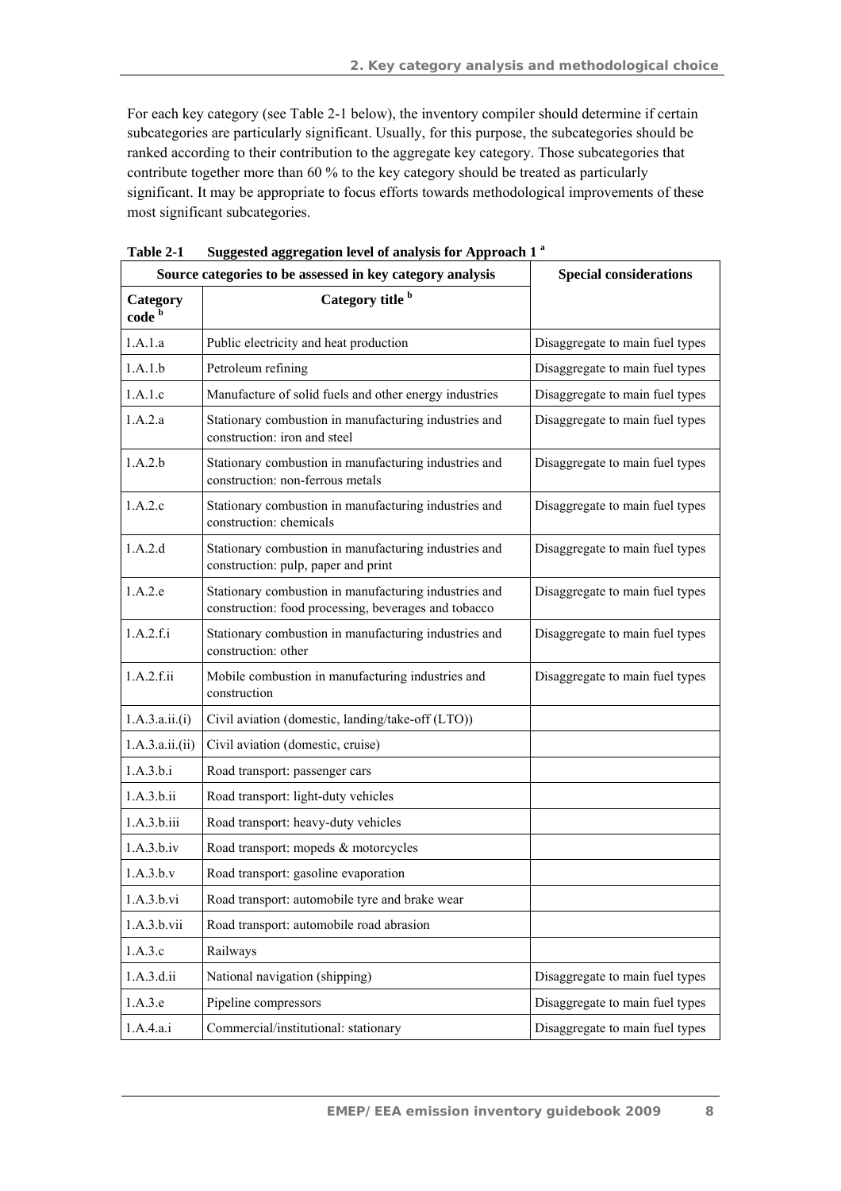For each key category (see Table 2-1 below), the inventory compiler should determine if certain subcategories are particularly significant. Usually, for this purpose, the subcategories should be ranked according to their contribution to the aggregate key category. Those subcategories that contribute together more than 60 % to the key category should be treated as particularly significant. It may be appropriate to focus efforts towards methodological improvements of these most significant subcategories.

**Table 2-1 Suggested aggregation level of analysis for Approach 1 [a]**

| Source categories to be assessed in key category analysis | | Special considerations |
|---|---|---|
| **Category code [b]** | **Category title [b]** | |
| 1.A.1.a | Public electricity and heat production | Disaggregate to main fuel types |
| 1.A.1.b | Petroleum refining | Disaggregate to main fuel types |
| 1.A.1.c | Manufacture of solid fuels and other energy industries | Disaggregate to main fuel types |
| 1.A.2.a | Stationary combustion in manufacturing industries and construction: iron and steel | Disaggregate to main fuel types |
| 1.A.2.b | Stationary combustion in manufacturing industries and construction: non-ferrous metals | Disaggregate to main fuel types |
| 1.A.2.c | Stationary combustion in manufacturing industries and construction: chemicals | Disaggregate to main fuel types |
| 1.A.2.d | Stationary combustion in manufacturing industries and construction: pulp, paper and print | Disaggregate to main fuel types |
| 1.A.2.e | Stationary combustion in manufacturing industries and construction: food processing, beverages and tobacco | Disaggregate to main fuel types |
| 1.A.2.f.i | Stationary combustion in manufacturing industries and construction: other | Disaggregate to main fuel types |
| 1.A.2.f.ii | Mobile combustion in manufacturing industries and construction | Disaggregate to main fuel types |
| 1.A.3.a.ii.(i) | Civil aviation (domestic, landing/take-off (LTO)) | |
| 1.A.3.a.ii.(ii) | Civil aviation (domestic, cruise) | |
| 1.A.3.b.i | Road transport: passenger cars | |
| 1.A.3.b.ii | Road transport: light-duty vehicles | |
| 1.A.3.b.iii | Road transport: heavy-duty vehicles | |
| 1.A.3.b.iv | Road transport: mopeds & motorcycles | |
| 1.A.3.b.v | Road transport: gasoline evaporation | |
| 1.A.3.b.vi | Road transport: automobile tyre and brake wear | |
| 1.A.3.b.vii | Road transport: automobile road abrasion | |
| 1.A.3.c | Railways | |
| 1.A.3.d.ii | National navigation (shipping) | Disaggregate to main fuel types |
| 1.A.3.e | Pipeline compressors | Disaggregate to main fuel types |
| 1.A.4.a.i | Commercial/institutional: stationary | Disaggregate to main fuel types |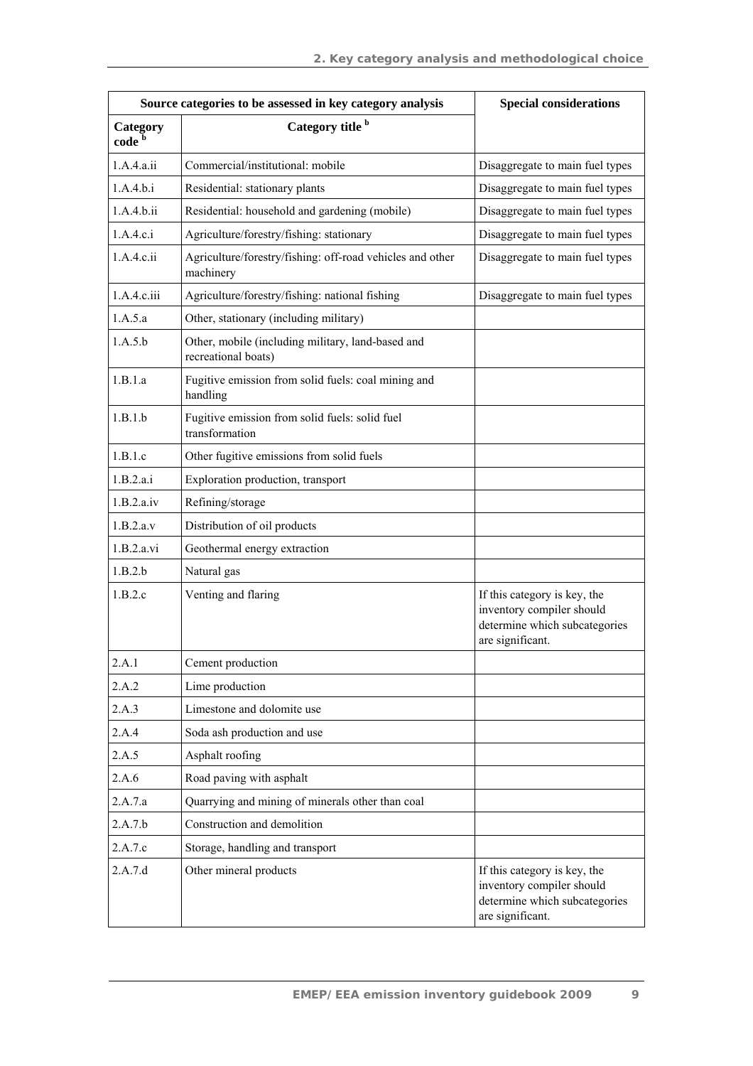| Source categories to be assessed in key category analysis | | Special considerations |
|---|---|---|
| Category code [b] | Category title [b] | |
| 1.A.4.a.ii | Commercial/institutional: mobile | Disaggregate to main fuel types |
| 1.A.4.b.i | Residential: stationary plants | Disaggregate to main fuel types |
| 1.A.4.b.ii | Residential: household and gardening (mobile) | Disaggregate to main fuel types |
| 1.A.4.c.i | Agriculture/forestry/fishing: stationary | Disaggregate to main fuel types |
| 1.A.4.c.ii | Agriculture/forestry/fishing: off-road vehicles and other machinery | Disaggregate to main fuel types |
| 1.A.4.c.iii | Agriculture/forestry/fishing: national fishing | Disaggregate to main fuel types |
| 1.A.5.a | Other, stationary (including military) | |
| 1.A.5.b | Other, mobile (including military, land-based and recreational boats) | |
| 1.B.1.a | Fugitive emission from solid fuels: coal mining and handling | |
| 1.B.1.b | Fugitive emission from solid fuels: solid fuel transformation | |
| 1.B.1.c | Other fugitive emissions from solid fuels | |
| 1.B.2.a.i | Exploration production, transport | |
| 1.B.2.a.iv | Refining/storage | |
| 1.B.2.a.v | Distribution of oil products | |
| 1.B.2.a.vi | Geothermal energy extraction | |
| 1.B.2.b | Natural gas | |
| 1.B.2.c | Venting and flaring | If this category is key, the inventory compiler should determine which subcategories are significant. |
| 2.A.1 | Cement production | |
| 2.A.2 | Lime production | |
| 2.A.3 | Limestone and dolomite use | |
| 2.A.4 | Soda ash production and use | |
| 2.A.5 | Asphalt roofing | |
| 2.A.6 | Road paving with asphalt | |
| 2.A.7.a | Quarrying and mining of minerals other than coal | |
| 2.A.7.b | Construction and demolition | |
| 2.A.7.c | Storage, handling and transport | |
| 2.A.7.d | Other mineral products | If this category is key, the inventory compiler should determine which subcategories are significant. |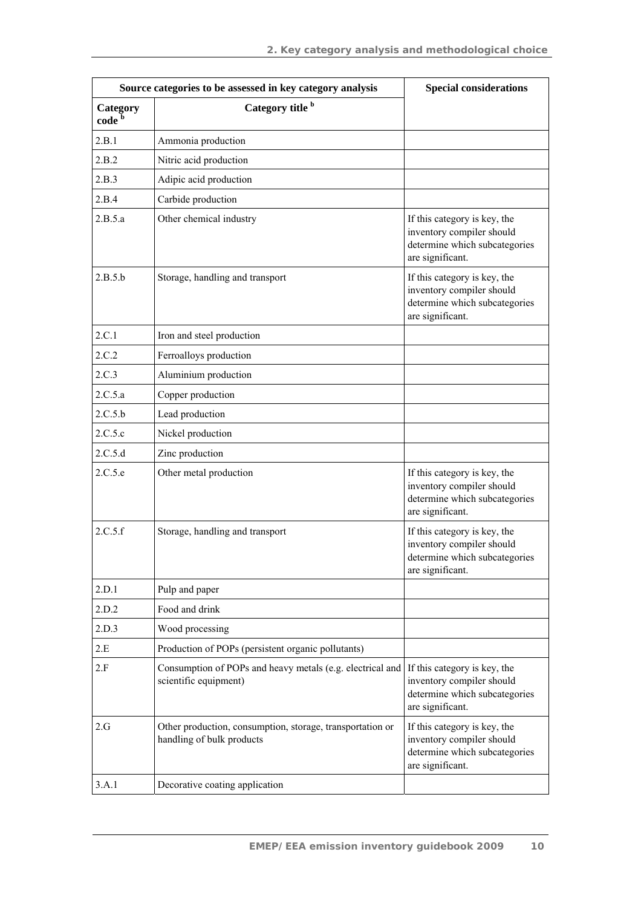| Source categories to be assessed in key category analysis | | Special considerations |
|---|---|---|
| Category code [b] | Category title [b] | |
| 2.B.1 | Ammonia production | |
| 2.B.2 | Nitric acid production | |
| 2.B.3 | Adipic acid production | |
| 2.B.4 | Carbide production | |
| 2.B.5.a | Other chemical industry | If this category is key, the inventory compiler should determine which subcategories are significant. |
| 2.B.5.b | Storage, handling and transport | If this category is key, the inventory compiler should determine which subcategories are significant. |
| 2.C.1 | Iron and steel production | |
| 2.C.2 | Ferroalloys production | |
| 2.C.3 | Aluminium production | |
| 2.C.5.a | Copper production | |
| 2.C.5.b | Lead production | |
| 2.C.5.c | Nickel production | |
| 2.C.5.d | Zinc production | |
| 2.C.5.e | Other metal production | If this category is key, the inventory compiler should determine which subcategories are significant. |
| 2.C.5.f | Storage, handling and transport | If this category is key, the inventory compiler should determine which subcategories are significant. |
| 2.D.1 | Pulp and paper | |
| 2.D.2 | Food and drink | |
| 2.D.3 | Wood processing | |
| 2.E | Production of POPs (persistent organic pollutants) | |
| 2.F | Consumption of POPs and heavy metals (e.g. electrical and scientific equipment) | If this category is key, the inventory compiler should determine which subcategories are significant. |
| 2.G | Other production, consumption, storage, transportation or handling of bulk products | If this category is key, the inventory compiler should determine which subcategories are significant. |
| 3.A.1 | Decorative coating application | |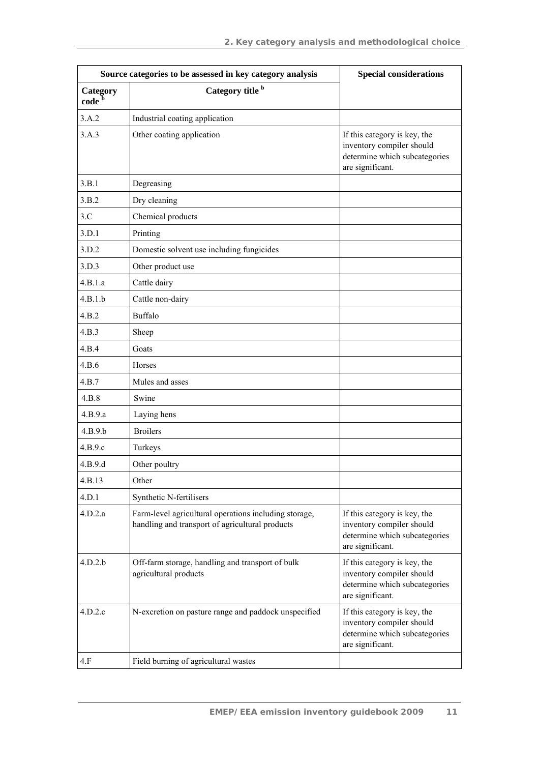| Source categories to be assessed in key category analysis | | Special considerations |
|---|---|---|
| Category code [b] | Category title [b] | |
| 3.A.2 | Industrial coating application | |
| 3.A.3 | Other coating application | If this category is key, the inventory compiler should determine which subcategories are significant. |
| 3.B.1 | Degreasing | |
| 3.B.2 | Dry cleaning | |
| 3.C | Chemical products | |
| 3.D.1 | Printing | |
| 3.D.2 | Domestic solvent use including fungicides | |
| 3.D.3 | Other product use | |
| 4.B.1.a | Cattle dairy | |
| 4.B.1.b | Cattle non-dairy | |
| 4.B.2 | Buffalo | |
| 4.B.3 | Sheep | |
| 4.B.4 | Goats | |
| 4.B.6 | Horses | |
| 4.B.7 | Mules and asses | |
| 4.B.8 | Swine | |
| 4.B.9.a | Laying hens | |
| 4.B.9.b | Broilers | |
| 4.B.9.c | Turkeys | |
| 4.B.9.d | Other poultry | |
| 4.B.13 | Other | |
| 4.D.1 | Synthetic N-fertilisers | |
| 4.D.2.a | Farm-level agricultural operations including storage, handling and transport of agricultural products | If this category is key, the inventory compiler should determine which subcategories are significant. |
| 4.D.2.b | Off-farm storage, handling and transport of bulk agricultural products | If this category is key, the inventory compiler should determine which subcategories are significant. |
| 4.D.2.c | N-excretion on pasture range and paddock unspecified | If this category is key, the inventory compiler should determine which subcategories are significant. |
| 4.F | Field burning of agricultural wastes | |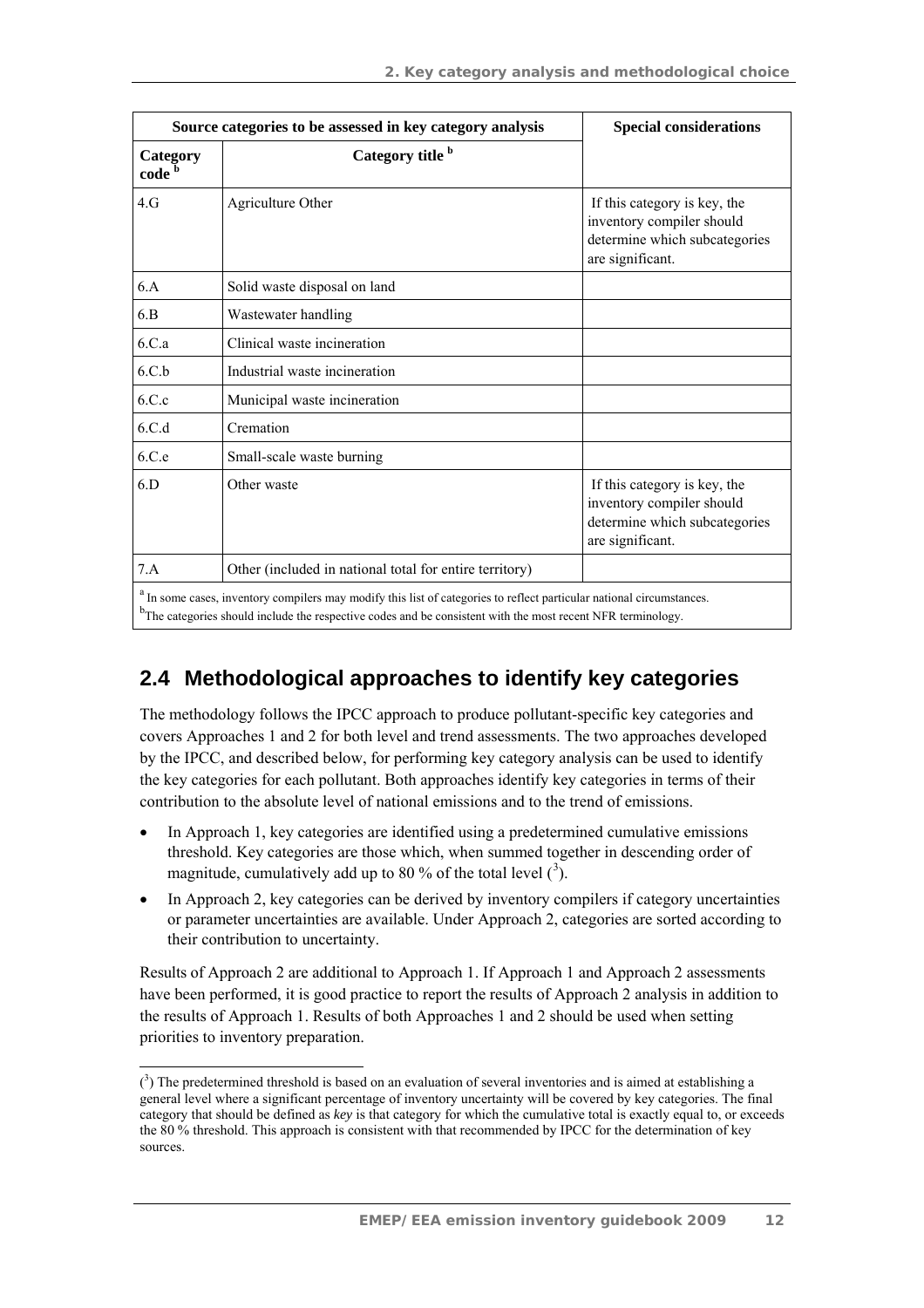| Source categories to be assessed in key category analysis | | Special considerations |
|---|---|---|
| Category code [b] | Category title [b] | |
| 4.G | Agriculture Other | If this category is key, the inventory compiler should determine which subcategories are significant. |
| 6.A | Solid waste disposal on land | |
| 6.B | Wastewater handling | |
| 6.C.a | Clinical waste incineration | |
| 6.C.b | Industrial waste incineration | |
| 6.C.c | Municipal waste incineration | |
| 6.C.d | Cremation | |
| 6.C.e | Small-scale waste burning | |
| 6.D | Other waste | If this category is key, the inventory compiler should determine which subcategories are significant. |
| 7.A | Other (included in national total for entire territory) | |

[a] In some cases, inventory compilers may modify this list of categories to reflect particular national circumstances.
[b] The categories should include the respective codes and be consistent with the most recent NFR terminology.

## 2.4 Methodological approaches to identify key categories

The methodology follows the IPCC approach to produce pollutant-specific key categories and covers Approaches 1 and 2 for both level and trend assessments. The two approaches developed by the IPCC, and described below, for performing key category analysis can be used to identify the key categories for each pollutant. Both approaches identify key categories in terms of their contribution to the absolute level of national emissions and to the trend of emissions.

- In Approach 1, key categories are identified using a predetermined cumulative emissions threshold. Key categories are those which, when summed together in descending order of magnitude, cumulatively add up to 80 % of the total level ([3]).
- In Approach 2, key categories can be derived by inventory compilers if category uncertainties or parameter uncertainties are available. Under Approach 2, categories are sorted according to their contribution to uncertainty.

Results of Approach 2 are additional to Approach 1. If Approach 1 and Approach 2 assessments have been performed, it is good practice to report the results of Approach 2 analysis in addition to the results of Approach 1. Results of both Approaches 1 and 2 should be used when setting priorities to inventory preparation.

([3]) The predetermined threshold is based on an evaluation of several inventories and is aimed at establishing a general level where a significant percentage of inventory uncertainty will be covered by key categories. The final category that should be defined as *key* is that category for which the cumulative total is exactly equal to, or exceeds the 80 % threshold. This approach is consistent with that recommended by IPCC for the determination of key sources.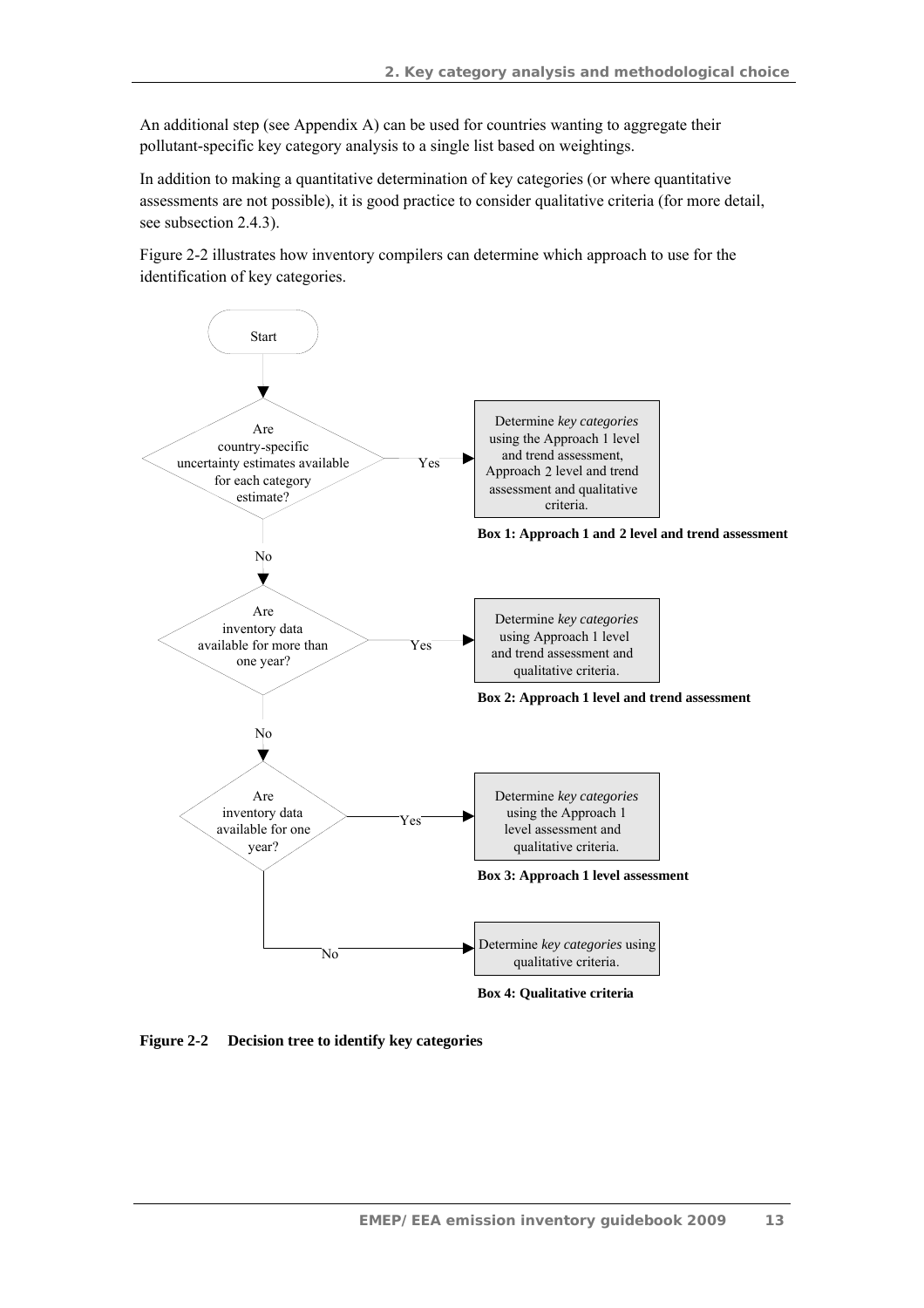An additional step (see Appendix A) can be used for countries wanting to aggregate their pollutant-specific key category analysis to a single list based on weightings.

In addition to making a quantitative determination of key categories (or where quantitative assessments are not possible), it is good practice to consider qualitative criteria (for more detail, see subsection 2.4.3).

Figure 2-2 illustrates how inventory compilers can determine which approach to use for the identification of key categories.

Start

Are country-specific uncertainty estimates available for each category estimate?

Yes → Determine *key categories* using the Approach 1 level and trend assessment, Approach 2 level and trend assessment and qualitative criteria.

**Box 1: Approach 1 and 2 level and trend assessment**

No

Are inventory data available for more than one year?

Yes → Determine *key categories* using Approach 1 level and trend assessment and qualitative criteria.

**Box 2: Approach 1 level and trend assessment**

No

Are inventory data available for one year?

Yes → Determine *key categories* using the Approach 1 level assessment and qualitative criteria.

**Box 3: Approach 1 level assessment**

No → Determine *key categories* using qualitative criteria.

**Box 4: Qualitative criteria**

**Figure 2-2 Decision tree to identify key categories**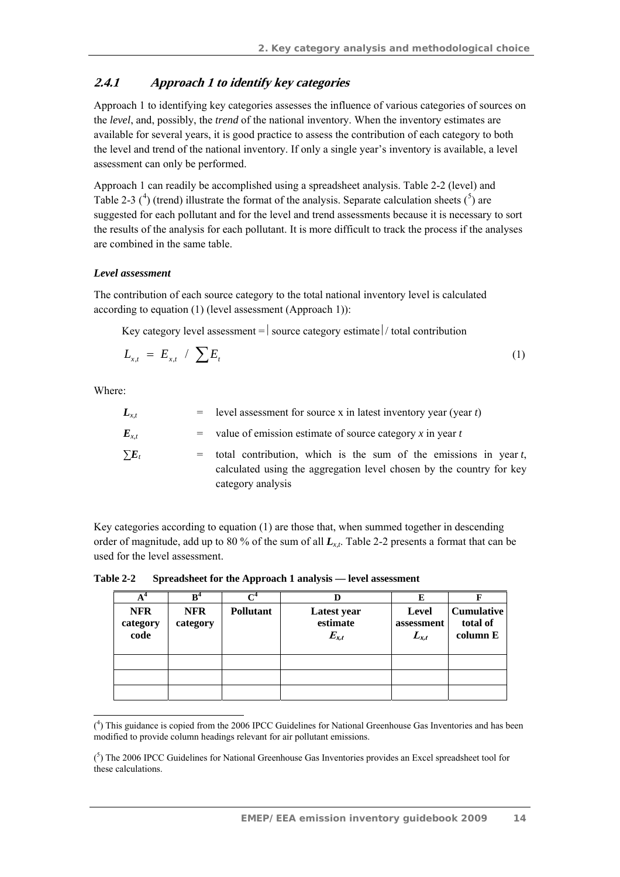### 2.4.1 Approach 1 to identify key categories

Approach 1 to identifying key categories assesses the influence of various categories of sources on the *level*, and, possibly, the *trend* of the national inventory. When the inventory estimates are available for several years, it is good practice to assess the contribution of each category to both the level and trend of the national inventory. If only a single year's inventory is available, a level assessment can only be performed.

Approach 1 can readily be accomplished using a spreadsheet analysis. Table 2-2 (level) and Table 2-3 ([4]) (trend) illustrate the format of the analysis. Separate calculation sheets ([5]) are suggested for each pollutant and for the level and trend assessments because it is necessary to sort the results of the analysis for each pollutant. It is more difficult to track the process if the analyses are combined in the same table.

***Level assessment***

The contribution of each source category to the total national inventory level is calculated according to equation (1) (level assessment (Approach 1)):

Key category level assessment = | source category estimate | / total contribution

$$L_{x,t} = E_{x,t} \ / \ \sum E_t \tag{1}$$

Where:

| | | |
|---|---|---|
| $L_{x,t}$ | = | level assessment for source x in latest inventory year (year *t*) |
| $E_{x,t}$ | = | value of emission estimate of source category *x* in year *t* |
| $\sum E_t$ | = | total contribution, which is the sum of the emissions in year *t*, calculated using the aggregation level chosen by the country for key category analysis |

Key categories according to equation (1) are those that, when summed together in descending order of magnitude, add up to 80 % of the sum of all $L_{x,t}$. Table 2-2 presents a format that can be used for the level assessment.

**Table 2-2 Spreadsheet for the Approach 1 analysis — level assessment**

| A[4] | B[4] | C[4] | D | E | F |
|---|---|---|---|---|---|
| **NFR category code** | **NFR category** | **Pollutant** | **Latest year estimate $E_{x,t}$** | **Level assessment $L_{x,t}$** | **Cumulative total of column E** |
| | | | | | |
| | | | | | |
| | | | | | |

([4]) This guidance is copied from the 2006 IPCC Guidelines for National Greenhouse Gas Inventories and has been modified to provide column headings relevant for air pollutant emissions.

([5]) The 2006 IPCC Guidelines for National Greenhouse Gas Inventories provides an Excel spreadsheet tool for these calculations.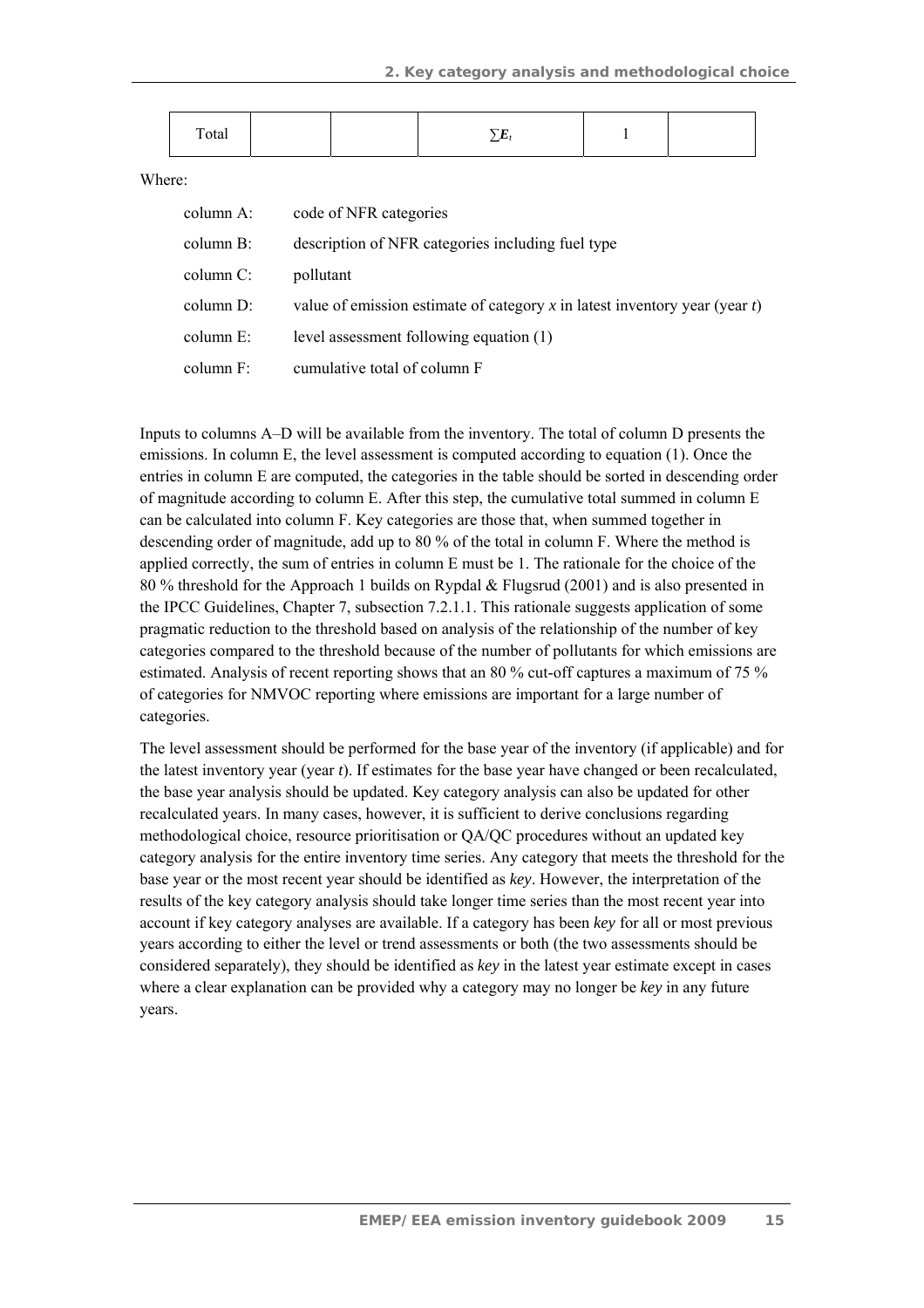| Total | | | $\sum E_t$ | 1 | |
|---|---|---|---|---|---|

Where:

| | |
|---|---|
| column A: | code of NFR categories |
| column B: | description of NFR categories including fuel type |
| column C: | pollutant |
| column D: | value of emission estimate of category $x$ in latest inventory year (year $t$) |
| column E: | level assessment following equation (1) |
| column F: | cumulative total of column F |

Inputs to columns A–D will be available from the inventory. The total of column D presents the emissions. In column E, the level assessment is computed according to equation (1). Once the entries in column E are computed, the categories in the table should be sorted in descending order of magnitude according to column E. After this step, the cumulative total summed in column E can be calculated into column F. Key categories are those that, when summed together in descending order of magnitude, add up to 80 % of the total in column F. Where the method is applied correctly, the sum of entries in column E must be 1. The rationale for the choice of the 80 % threshold for the Approach 1 builds on Rypdal & Flugsrud (2001) and is also presented in the IPCC Guidelines, Chapter 7, subsection 7.2.1.1. This rationale suggests application of some pragmatic reduction to the threshold based on analysis of the relationship of the number of key categories compared to the threshold because of the number of pollutants for which emissions are estimated. Analysis of recent reporting shows that an 80 % cut-off captures a maximum of 75 % of categories for NMVOC reporting where emissions are important for a large number of categories.

The level assessment should be performed for the base year of the inventory (if applicable) and for the latest inventory year (year $t$). If estimates for the base year have changed or been recalculated, the base year analysis should be updated. Key category analysis can also be updated for other recalculated years. In many cases, however, it is sufficient to derive conclusions regarding methodological choice, resource prioritisation or QA/QC procedures without an updated key category analysis for the entire inventory time series. Any category that meets the threshold for the base year or the most recent year should be identified as *key*. However, the interpretation of the results of the key category analysis should take longer time series than the most recent year into account if key category analyses are available. If a category has been *key* for all or most previous years according to either the level or trend assessments or both (the two assessments should be considered separately), they should be identified as *key* in the latest year estimate except in cases where a clear explanation can be provided why a category may no longer be *key* in any future years.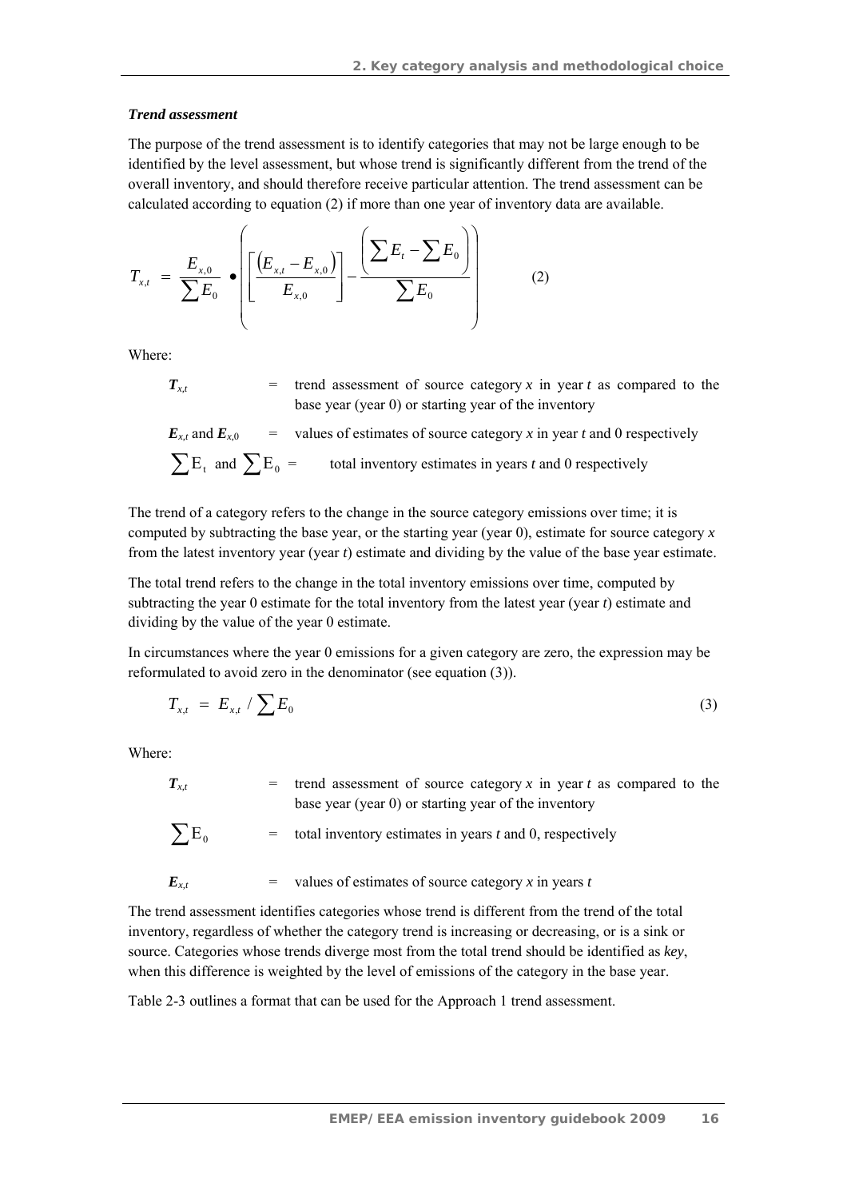### *Trend assessment*

The purpose of the trend assessment is to identify categories that may not be large enough to be identified by the level assessment, but whose trend is significantly different from the trend of the overall inventory, and should therefore receive particular attention. The trend assessment can be calculated according to equation (2) if more than one year of inventory data are available.

$$T_{x,t} = \frac{E_{x,0}}{\sum E_0} \bullet \left( \left[ \frac{\left(E_{x,t} - E_{x,0}\right)}{E_{x,0}} \right] - \frac{\left( \sum E_t - \sum E_0 \right)}{\sum E_0} \right) \qquad (2)$$

Where:

$T_{x,t}$ = trend assessment of source category $x$ in year $t$ as compared to the base year (year 0) or starting year of the inventory

$E_{x,t}$ and $E_{x,0}$ = values of estimates of source category $x$ in year $t$ and 0 respectively

$\sum E_t$ and $\sum E_0$ = total inventory estimates in years $t$ and 0 respectively

The trend of a category refers to the change in the source category emissions over time; it is computed by subtracting the base year, or the starting year (year 0), estimate for source category $x$ from the latest inventory year (year $t$) estimate and dividing by the value of the base year estimate.

The total trend refers to the change in the total inventory emissions over time, computed by subtracting the year 0 estimate for the total inventory from the latest year (year $t$) estimate and dividing by the value of the year 0 estimate.

In circumstances where the year 0 emissions for a given category are zero, the expression may be reformulated to avoid zero in the denominator (see equation (3)).

$$T_{x,t} = E_{x,t} / \sum E_0 \qquad (3)$$

Where:

$T_{x,t}$ = trend assessment of source category $x$ in year $t$ as compared to the base year (year 0) or starting year of the inventory

$\sum E_0$ = total inventory estimates in years $t$ and 0, respectively

$E_{x,t}$ = values of estimates of source category $x$ in years $t$

The trend assessment identifies categories whose trend is different from the trend of the total inventory, regardless of whether the category trend is increasing or decreasing, or is a sink or source. Categories whose trends diverge most from the total trend should be identified as *key*, when this difference is weighted by the level of emissions of the category in the base year.

Table 2-3 outlines a format that can be used for the Approach 1 trend assessment.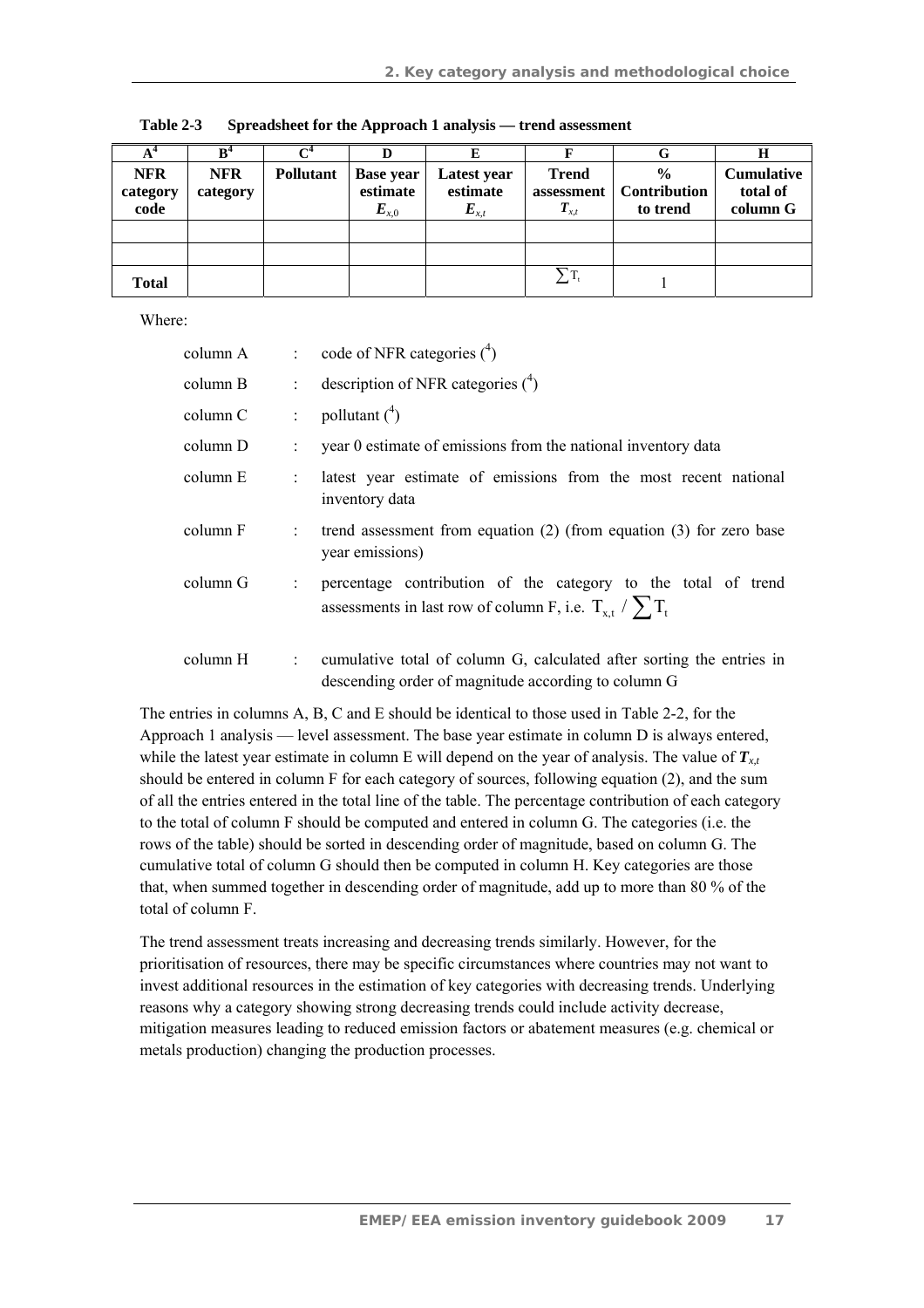**Table 2-3 Spreadsheet for the Approach 1 analysis — trend assessment**

| A[4] | B[4] | C[4] | D | E | F | G | H |
|---|---|---|---|---|---|---|---|
| **NFR category code** | **NFR category** | **Pollutant** | **Base year estimate** $E_{x,0}$ | **Latest year estimate** $E_{x,t}$ | **Trend assessment** $T_{x,t}$ | **% Contribution to trend** | **Cumulative total of column G** |
| | | | | | | | |
| | | | | | | | |
| **Total** | | | | | $\sum T_t$ | 1 | |

Where:

- column A : code of NFR categories ([4])
- column B : description of NFR categories ([4])
- column C : pollutant ([4])
- column D : year 0 estimate of emissions from the national inventory data
- column E : latest year estimate of emissions from the most recent national inventory data
- column F : trend assessment from equation (2) (from equation (3) for zero base year emissions)
- column G : percentage contribution of the category to the total of trend assessments in last row of column F, i.e. $T_{x,t} \,/\, \sum T_t$
- column H : cumulative total of column G, calculated after sorting the entries in descending order of magnitude according to column G

The entries in columns A, B, C and E should be identical to those used in Table 2-2, for the Approach 1 analysis — level assessment. The base year estimate in column D is always entered, while the latest year estimate in column E will depend on the year of analysis. The value of $T_{x,t}$ should be entered in column F for each category of sources, following equation (2), and the sum of all the entries entered in the total line of the table. The percentage contribution of each category to the total of column F should be computed and entered in column G. The categories (i.e. the rows of the table) should be sorted in descending order of magnitude, based on column G. The cumulative total of column G should then be computed in column H. Key categories are those that, when summed together in descending order of magnitude, add up to more than 80 % of the total of column F.

The trend assessment treats increasing and decreasing trends similarly. However, for the prioritisation of resources, there may be specific circumstances where countries may not want to invest additional resources in the estimation of key categories with decreasing trends. Underlying reasons why a category showing strong decreasing trends could include activity decrease, mitigation measures leading to reduced emission factors or abatement measures (e.g. chemical or metals production) changing the production processes.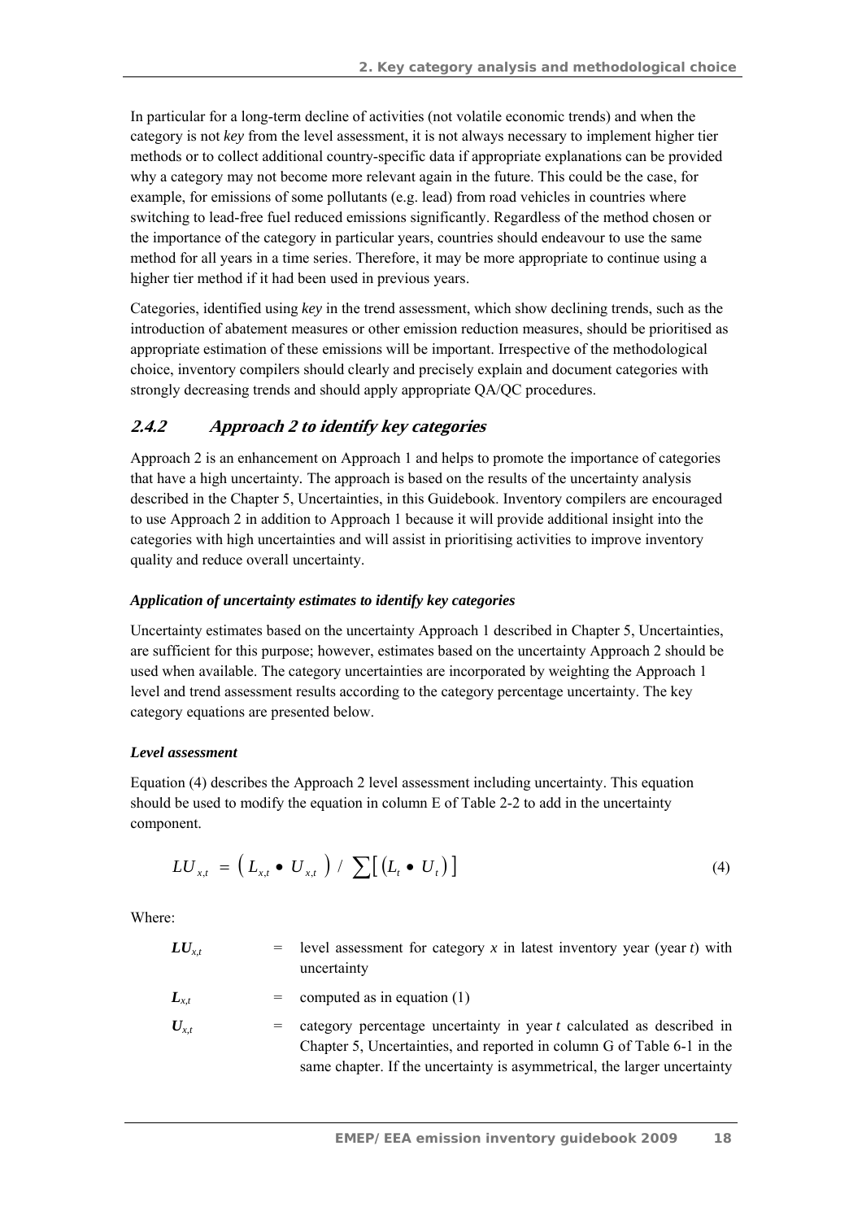In particular for a long-term decline of activities (not volatile economic trends) and when the category is not *key* from the level assessment, it is not always necessary to implement higher tier methods or to collect additional country-specific data if appropriate explanations can be provided why a category may not become more relevant again in the future. This could be the case, for example, for emissions of some pollutants (e.g. lead) from road vehicles in countries where switching to lead-free fuel reduced emissions significantly. Regardless of the method chosen or the importance of the category in particular years, countries should endeavour to use the same method for all years in a time series. Therefore, it may be more appropriate to continue using a higher tier method if it had been used in previous years.

Categories, identified using *key* in the trend assessment, which show declining trends, such as the introduction of abatement measures or other emission reduction measures, should be prioritised as appropriate estimation of these emissions will be important. Irrespective of the methodological choice, inventory compilers should clearly and precisely explain and document categories with strongly decreasing trends and should apply appropriate QA/QC procedures.

### 2.4.2 Approach 2 to identify key categories

Approach 2 is an enhancement on Approach 1 and helps to promote the importance of categories that have a high uncertainty. The approach is based on the results of the uncertainty analysis described in the Chapter 5, Uncertainties, in this Guidebook. Inventory compilers are encouraged to use Approach 2 in addition to Approach 1 because it will provide additional insight into the categories with high uncertainties and will assist in prioritising activities to improve inventory quality and reduce overall uncertainty.

***Application of uncertainty estimates to identify key categories***

Uncertainty estimates based on the uncertainty Approach 1 described in Chapter 5, Uncertainties, are sufficient for this purpose; however, estimates based on the uncertainty Approach 2 should be used when available. The category uncertainties are incorporated by weighting the Approach 1 level and trend assessment results according to the category percentage uncertainty. The key category equations are presented below.

***Level assessment***

Equation (4) describes the Approach 2 level assessment including uncertainty. This equation should be used to modify the equation in column E of Table 2-2 to add in the uncertainty component.

$$LU_{x,t} = \left( L_{x,t} \bullet U_{x,t} \right) / \sum \left[ \left( L_t \bullet U_t \right) \right] \tag{4}$$

Where:

$LU_{x,t}$ = level assessment for category $x$ in latest inventory year (year $t$) with uncertainty

$L_{x,t}$ = computed as in equation (1)

$U_{x,t}$ = category percentage uncertainty in year $t$ calculated as described in Chapter 5, Uncertainties, and reported in column G of Table 6-1 in the same chapter. If the uncertainty is asymmetrical, the larger uncertainty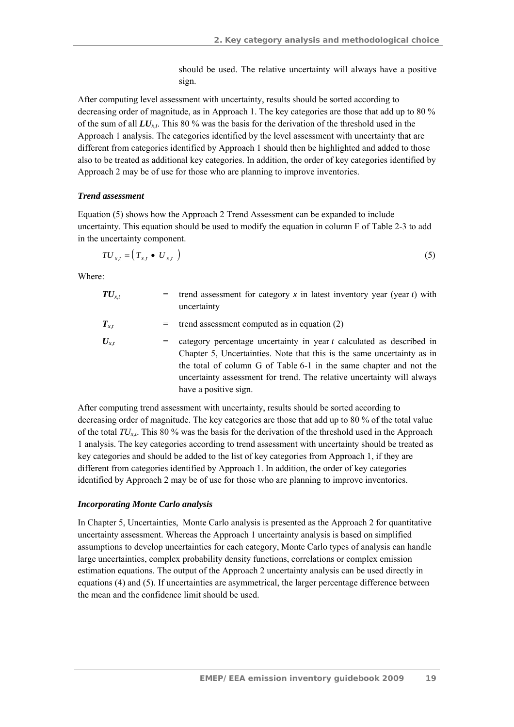should be used. The relative uncertainty will always have a positive sign.

After computing level assessment with uncertainty, results should be sorted according to decreasing order of magnitude, as in Approach 1. The key categories are those that add up to 80 % of the sum of all $\boldsymbol{LU}_{x,t}$. This 80 % was the basis for the derivation of the threshold used in the Approach 1 analysis. The categories identified by the level assessment with uncertainty that are different from categories identified by Approach 1 should then be highlighted and added to those also to be treated as additional key categories. In addition, the order of key categories identified by Approach 2 may be of use for those who are planning to improve inventories.

***Trend assessment***

Equation (5) shows how the Approach 2 Trend Assessment can be expanded to include uncertainty. This equation should be used to modify the equation in column F of Table 2-3 to add in the uncertainty component.

$$TU_{x,t} = \left( T_{x,t} \bullet U_{x,t} \right) \tag{5}$$

Where:

| | | |
|---|---|---|
| $\boldsymbol{TU}_{x,t}$ | = | trend assessment for category $x$ in latest inventory year (year $t$) with uncertainty |
| $\boldsymbol{T}_{x,t}$ | = | trend assessment computed as in equation (2) |
| $\boldsymbol{U}_{x,t}$ | = | category percentage uncertainty in year $t$ calculated as described in Chapter 5, Uncertainties. Note that this is the same uncertainty as in the total of column G of Table 6-1 in the same chapter and not the uncertainty assessment for trend. The relative uncertainty will always have a positive sign. |

After computing trend assessment with uncertainty, results should be sorted according to decreasing order of magnitude. The key categories are those that add up to 80 % of the total value of the total $TU_{x,t}$. This 80 % was the basis for the derivation of the threshold used in the Approach 1 analysis. The key categories according to trend assessment with uncertainty should be treated as key categories and should be added to the list of key categories from Approach 1, if they are different from categories identified by Approach 1. In addition, the order of key categories identified by Approach 2 may be of use for those who are planning to improve inventories.

***Incorporating Monte Carlo analysis***

In Chapter 5, Uncertainties, Monte Carlo analysis is presented as the Approach 2 for quantitative uncertainty assessment. Whereas the Approach 1 uncertainty analysis is based on simplified assumptions to develop uncertainties for each category, Monte Carlo types of analysis can handle large uncertainties, complex probability density functions, correlations or complex emission estimation equations. The output of the Approach 2 uncertainty analysis can be used directly in equations (4) and (5). If uncertainties are asymmetrical, the larger percentage difference between the mean and the confidence limit should be used.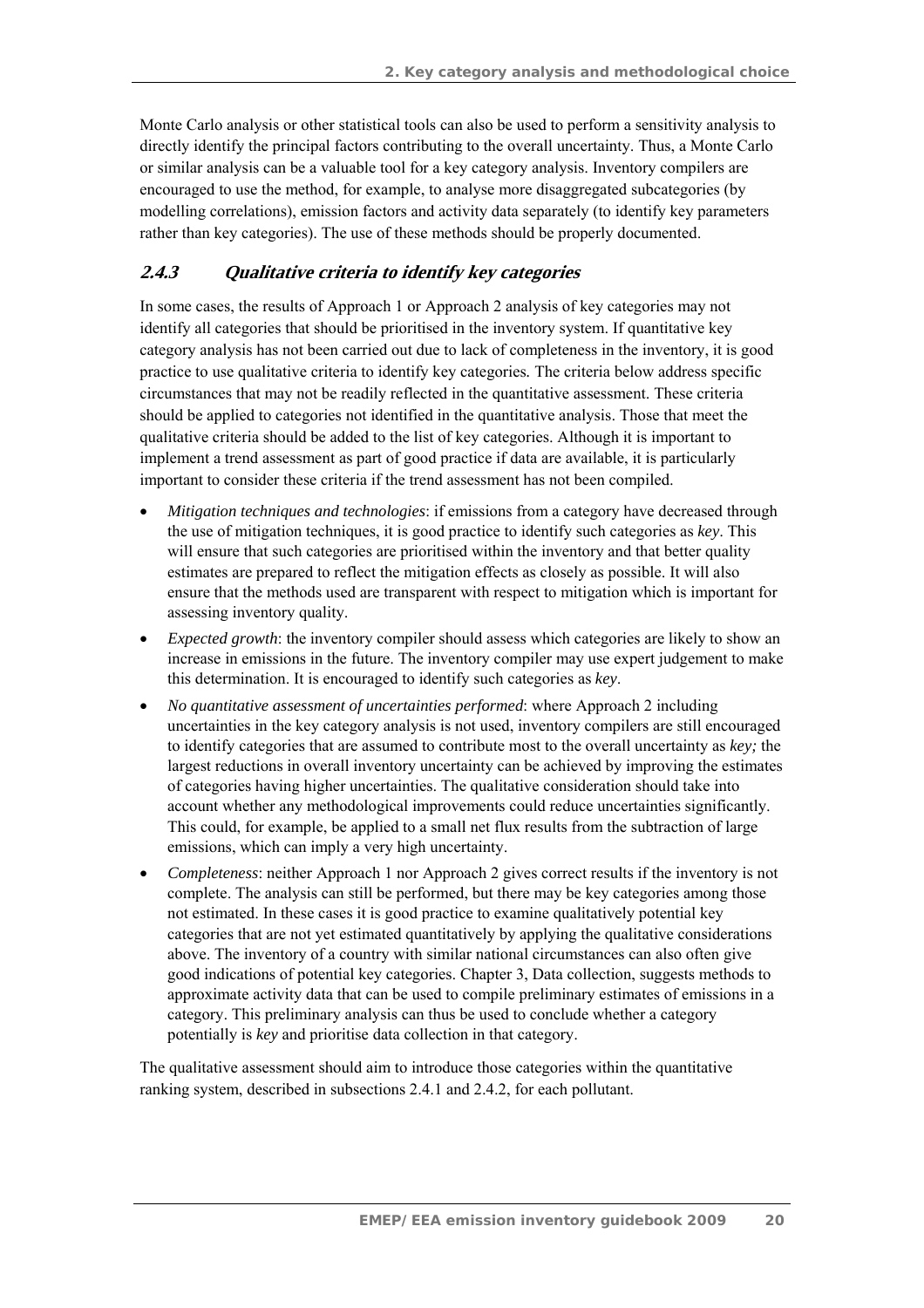Monte Carlo analysis or other statistical tools can also be used to perform a sensitivity analysis to directly identify the principal factors contributing to the overall uncertainty. Thus, a Monte Carlo or similar analysis can be a valuable tool for a key category analysis. Inventory compilers are encouraged to use the method, for example, to analyse more disaggregated subcategories (by modelling correlations), emission factors and activity data separately (to identify key parameters rather than key categories). The use of these methods should be properly documented.

### 2.4.3 Qualitative criteria to identify key categories

In some cases, the results of Approach 1 or Approach 2 analysis of key categories may not identify all categories that should be prioritised in the inventory system. If quantitative key category analysis has not been carried out due to lack of completeness in the inventory, it is good practice to use qualitative criteria to identify key categories. The criteria below address specific circumstances that may not be readily reflected in the quantitative assessment. These criteria should be applied to categories not identified in the quantitative analysis. Those that meet the qualitative criteria should be added to the list of key categories. Although it is important to implement a trend assessment as part of good practice if data are available, it is particularly important to consider these criteria if the trend assessment has not been compiled.

- *Mitigation techniques and technologies*: if emissions from a category have decreased through the use of mitigation techniques, it is good practice to identify such categories as *key*. This will ensure that such categories are prioritised within the inventory and that better quality estimates are prepared to reflect the mitigation effects as closely as possible. It will also ensure that the methods used are transparent with respect to mitigation which is important for assessing inventory quality.
- *Expected growth*: the inventory compiler should assess which categories are likely to show an increase in emissions in the future. The inventory compiler may use expert judgement to make this determination. It is encouraged to identify such categories as *key*.
- *No quantitative assessment of uncertainties performed*: where Approach 2 including uncertainties in the key category analysis is not used, inventory compilers are still encouraged to identify categories that are assumed to contribute most to the overall uncertainty as *key;* the largest reductions in overall inventory uncertainty can be achieved by improving the estimates of categories having higher uncertainties. The qualitative consideration should take into account whether any methodological improvements could reduce uncertainties significantly. This could, for example, be applied to a small net flux results from the subtraction of large emissions, which can imply a very high uncertainty.
- *Completeness*: neither Approach 1 nor Approach 2 gives correct results if the inventory is not complete. The analysis can still be performed, but there may be key categories among those not estimated. In these cases it is good practice to examine qualitatively potential key categories that are not yet estimated quantitatively by applying the qualitative considerations above. The inventory of a country with similar national circumstances can also often give good indications of potential key categories. Chapter 3, Data collection, suggests methods to approximate activity data that can be used to compile preliminary estimates of emissions in a category. This preliminary analysis can thus be used to conclude whether a category potentially is *key* and prioritise data collection in that category.

The qualitative assessment should aim to introduce those categories within the quantitative ranking system, described in subsections 2.4.1 and 2.4.2, for each pollutant.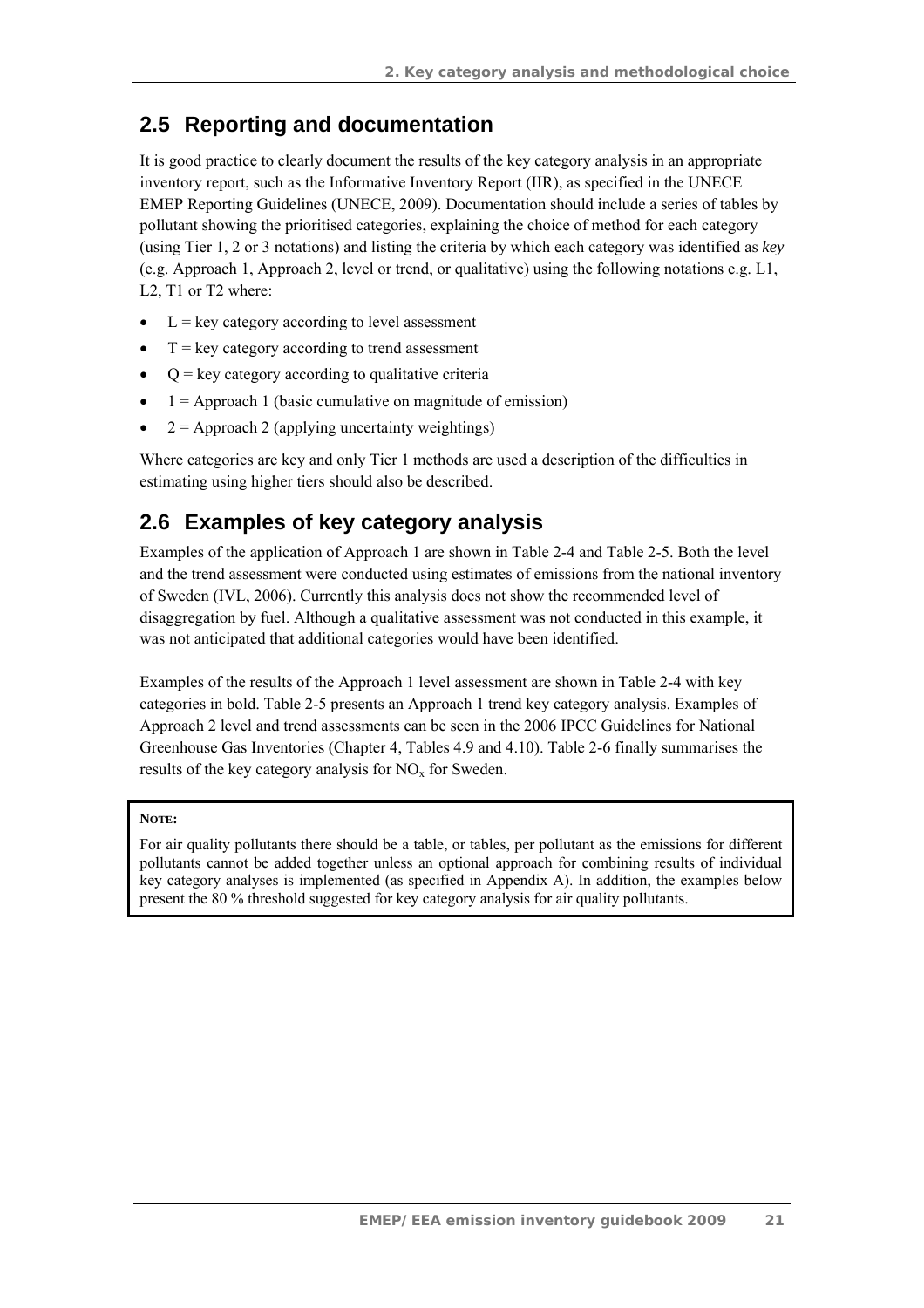## 2.5 Reporting and documentation

It is good practice to clearly document the results of the key category analysis in an appropriate inventory report, such as the Informative Inventory Report (IIR), as specified in the UNECE EMEP Reporting Guidelines (UNECE, 2009). Documentation should include a series of tables by pollutant showing the prioritised categories, explaining the choice of method for each category (using Tier 1, 2 or 3 notations) and listing the criteria by which each category was identified as *key* (e.g. Approach 1, Approach 2, level or trend, or qualitative) using the following notations e.g. L1, L2, T1 or T2 where:

- L = key category according to level assessment
- T = key category according to trend assessment
- Q = key category according to qualitative criteria
- 1 = Approach 1 (basic cumulative on magnitude of emission)
- 2 = Approach 2 (applying uncertainty weightings)

Where categories are key and only Tier 1 methods are used a description of the difficulties in estimating using higher tiers should also be described.

## 2.6 Examples of key category analysis

Examples of the application of Approach 1 are shown in Table 2-4 and Table 2-5. Both the level and the trend assessment were conducted using estimates of emissions from the national inventory of Sweden (IVL, 2006). Currently this analysis does not show the recommended level of disaggregation by fuel. Although a qualitative assessment was not conducted in this example, it was not anticipated that additional categories would have been identified.

Examples of the results of the Approach 1 level assessment are shown in Table 2-4 with key categories in bold. Table 2-5 presents an Approach 1 trend key category analysis. Examples of Approach 2 level and trend assessments can be seen in the 2006 IPCC Guidelines for National Greenhouse Gas Inventories (Chapter 4, Tables 4.9 and 4.10). Table 2-6 finally summarises the results of the key category analysis for $NO_x$ for Sweden.

**NOTE:**

For air quality pollutants there should be a table, or tables, per pollutant as the emissions for different pollutants cannot be added together unless an optional approach for combining results of individual key category analyses is implemented (as specified in Appendix A). In addition, the examples below present the 80 % threshold suggested for key category analysis for air quality pollutants.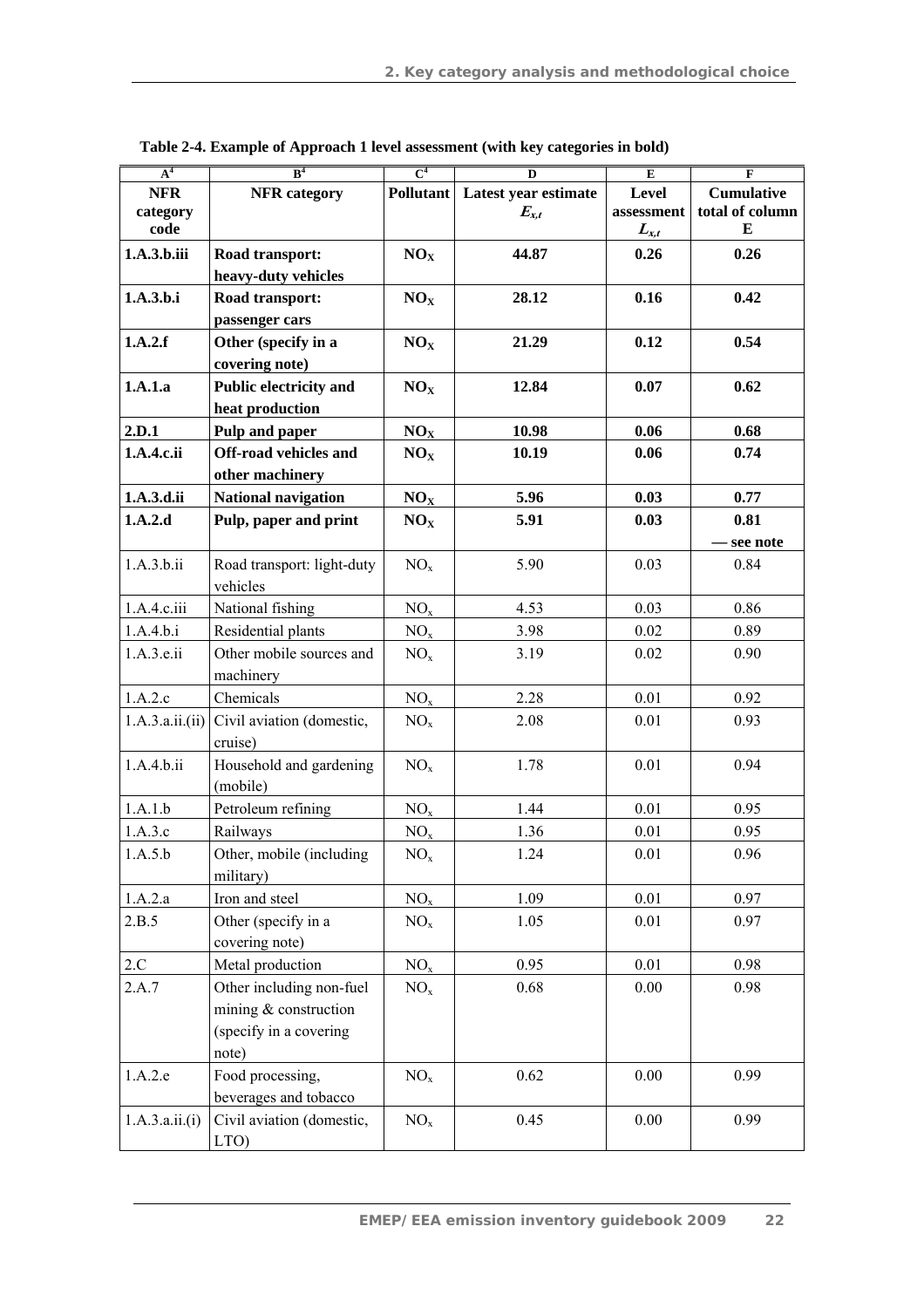**Table 2-4. Example of Approach 1 level assessment (with key categories in bold)**

| A[4] | B[4] | C[4] | D | E | F |
|---|---|---|---|---|---|
| NFR category code | NFR category | Pollutant | Latest year estimate $E_{x,t}$ | Level assessment $L_{x,t}$ | Cumulative total of column E |
| **1.A.3.b.iii** | **Road transport: heavy-duty vehicles** | **$NO_X$** | **44.87** | **0.26** | **0.26** |
| **1.A.3.b.i** | **Road transport: passenger cars** | **$NO_X$** | **28.12** | **0.16** | **0.42** |
| **1.A.2.f** | **Other (specify in a covering note)** | **$NO_X$** | **21.29** | **0.12** | **0.54** |
| **1.A.1.a** | **Public electricity and heat production** | **$NO_X$** | **12.84** | **0.07** | **0.62** |
| **2.D.1** | **Pulp and paper** | **$NO_X$** | **10.98** | **0.06** | **0.68** |
| **1.A.4.c.ii** | **Off-road vehicles and other machinery** | **$NO_X$** | **10.19** | **0.06** | **0.74** |
| **1.A.3.d.ii** | **National navigation** | **$NO_X$** | **5.96** | **0.03** | **0.77** |
| **1.A.2.d** | **Pulp, paper and print** | **$NO_X$** | **5.91** | **0.03** | **0.81 — see note** |
| 1.A.3.b.ii | Road transport: light-duty vehicles | $NO_x$ | 5.90 | 0.03 | 0.84 |
| 1.A.4.c.iii | National fishing | $NO_x$ | 4.53 | 0.03 | 0.86 |
| 1.A.4.b.i | Residential plants | $NO_x$ | 3.98 | 0.02 | 0.89 |
| 1.A.3.e.ii | Other mobile sources and machinery | $NO_x$ | 3.19 | 0.02 | 0.90 |
| 1.A.2.c | Chemicals | $NO_x$ | 2.28 | 0.01 | 0.92 |
| 1.A.3.a.ii.(ii) | Civil aviation (domestic, cruise) | $NO_x$ | 2.08 | 0.01 | 0.93 |
| 1.A.4.b.ii | Household and gardening (mobile) | $NO_x$ | 1.78 | 0.01 | 0.94 |
| 1.A.1.b | Petroleum refining | $NO_x$ | 1.44 | 0.01 | 0.95 |
| 1.A.3.c | Railways | $NO_x$ | 1.36 | 0.01 | 0.95 |
| 1.A.5.b | Other, mobile (including military) | $NO_x$ | 1.24 | 0.01 | 0.96 |
| 1.A.2.a | Iron and steel | $NO_x$ | 1.09 | 0.01 | 0.97 |
| 2.B.5 | Other (specify in a covering note) | $NO_x$ | 1.05 | 0.01 | 0.97 |
| 2.C | Metal production | $NO_x$ | 0.95 | 0.01 | 0.98 |
| 2.A.7 | Other including non-fuel mining & construction (specify in a covering note) | $NO_x$ | 0.68 | 0.00 | 0.98 |
| 1.A.2.e | Food processing, beverages and tobacco | $NO_x$ | 0.62 | 0.00 | 0.99 |
| 1.A.3.a.ii.(i) | Civil aviation (domestic, LTO) | $NO_x$ | 0.45 | 0.00 | 0.99 |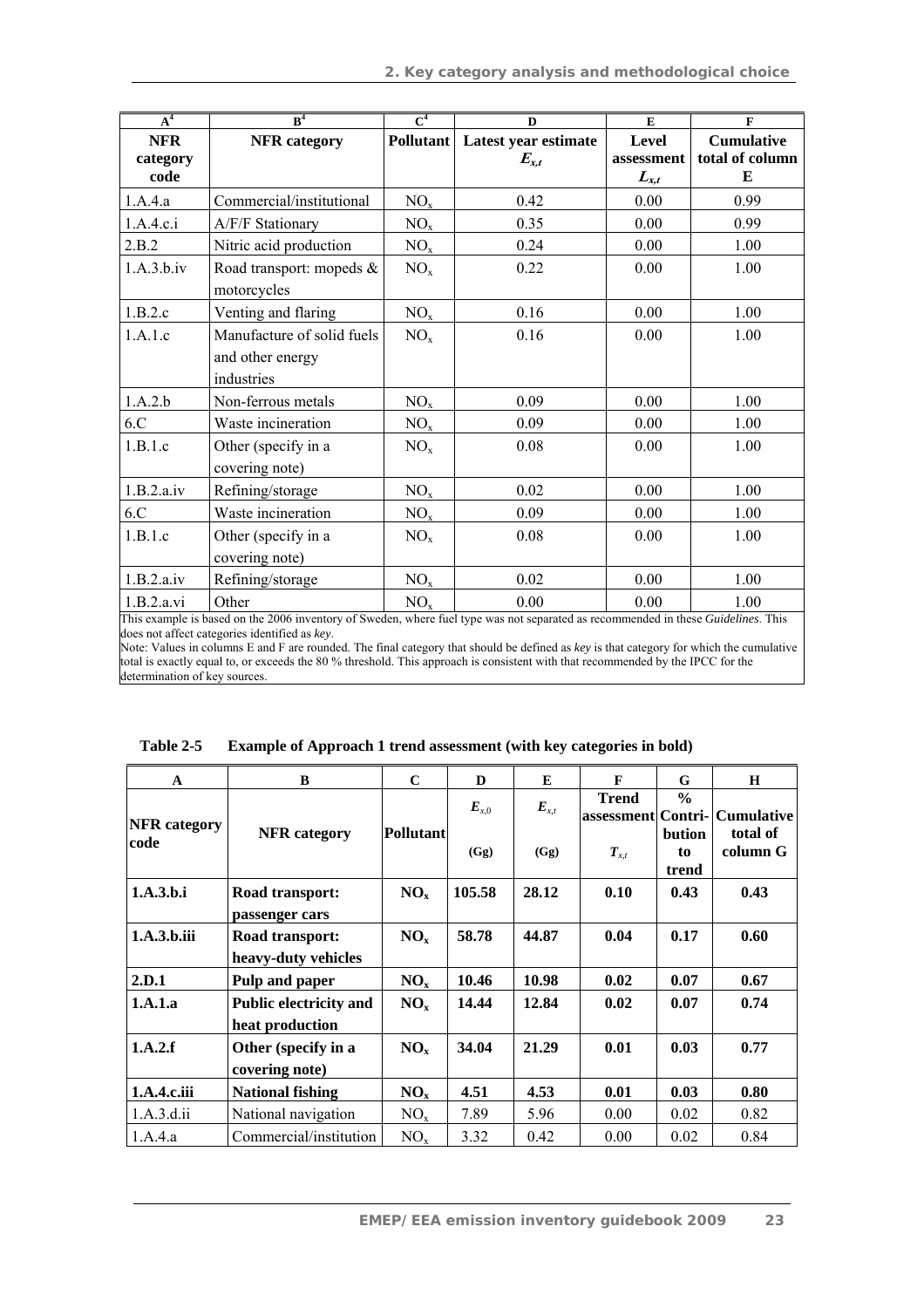| A[4] | B[4] | C[4] | D | E | F |
|---|---|---|---|---|---|
| **NFR category code** | **NFR category** | **Pollutant** | **Latest year estimate $E_{x,t}$** | **Level assessment $L_{x,t}$** | **Cumulative total of column E** |
| 1.A.4.a | Commercial/institutional | $NO_x$ | 0.42 | 0.00 | 0.99 |
| 1.A.4.c.i | A/F/F Stationary | $NO_x$ | 0.35 | 0.00 | 0.99 |
| 2.B.2 | Nitric acid production | $NO_x$ | 0.24 | 0.00 | 1.00 |
| 1.A.3.b.iv | Road transport: mopeds & motorcycles | $NO_x$ | 0.22 | 0.00 | 1.00 |
| 1.B.2.c | Venting and flaring | $NO_x$ | 0.16 | 0.00 | 1.00 |
| 1.A.1.c | Manufacture of solid fuels and other energy industries | $NO_x$ | 0.16 | 0.00 | 1.00 |
| 1.A.2.b | Non-ferrous metals | $NO_x$ | 0.09 | 0.00 | 1.00 |
| 6.C | Waste incineration | $NO_x$ | 0.09 | 0.00 | 1.00 |
| 1.B.1.c | Other (specify in a covering note) | $NO_x$ | 0.08 | 0.00 | 1.00 |
| 1.B.2.a.iv | Refining/storage | $NO_x$ | 0.02 | 0.00 | 1.00 |
| 6.C | Waste incineration | $NO_x$ | 0.09 | 0.00 | 1.00 |
| 1.B.1.c | Other (specify in a covering note) | $NO_x$ | 0.08 | 0.00 | 1.00 |
| 1.B.2.a.iv | Refining/storage | $NO_x$ | 0.02 | 0.00 | 1.00 |
| 1.B.2.a.vi | Other | $NO_x$ | 0.00 | 0.00 | 1.00 |

This example is based on the 2006 inventory of Sweden, where fuel type was not separated as recommended in these *Guidelines*. This does not affect categories identified as *key*.

Note: Values in columns E and F are rounded. The final category that should be defined as *key* is that category for which the cumulative total is exactly equal to, or exceeds the 80 % threshold. This approach is consistent with that recommended by the IPCC for the determination of key sources.

**Table 2-5 Example of Approach 1 trend assessment (with key categories in bold)**

| A | B | C | D | E | F | G | H |
|---|---|---|---|---|---|---|---|
| **NFR category code** | **NFR category** | **Pollutant** | **$E_{x,0}$ (Gg)** | **$E_{x,t}$ (Gg)** | **Trend assessment $T_{x,t}$** | **% Contri-bution to trend** | **Cumulative total of column G** |
| **1.A.3.b.i** | **Road transport: passenger cars** | **$NO_x$** | **105.58** | **28.12** | **0.10** | **0.43** | **0.43** |
| **1.A.3.b.iii** | **Road transport: heavy-duty vehicles** | **$NO_x$** | **58.78** | **44.87** | **0.04** | **0.17** | **0.60** |
| **2.D.1** | **Pulp and paper** | **$NO_x$** | **10.46** | **10.98** | **0.02** | **0.07** | **0.67** |
| **1.A.1.a** | **Public electricity and heat production** | **$NO_x$** | **14.44** | **12.84** | **0.02** | **0.07** | **0.74** |
| **1.A.2.f** | **Other (specify in a covering note)** | **$NO_x$** | **34.04** | **21.29** | **0.01** | **0.03** | **0.77** |
| **1.A.4.c.iii** | **National fishing** | **$NO_x$** | **4.51** | **4.53** | **0.01** | **0.03** | **0.80** |
| 1.A.3.d.ii | National navigation | $NO_x$ | 7.89 | 5.96 | 0.00 | 0.02 | 0.82 |
| 1.A.4.a | Commercial/institution | $NO_x$ | 3.32 | 0.42 | 0.00 | 0.02 | 0.84 |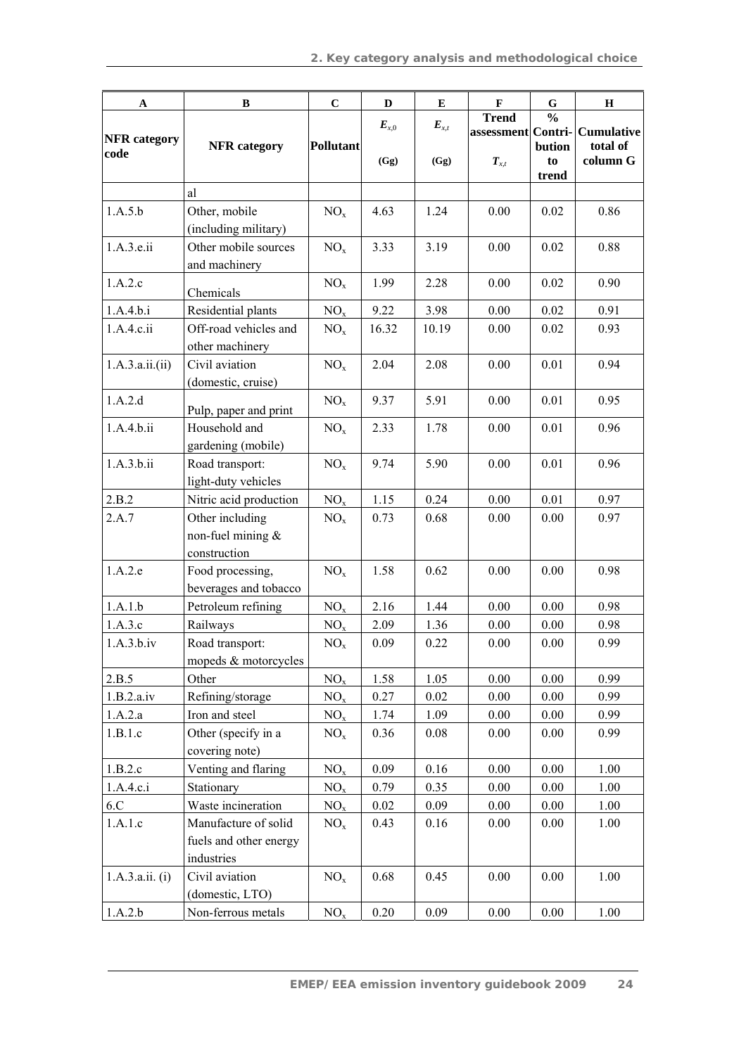| A | B | C | D | E | F | G | H |
|---|---|---|---|---|---|---|---|
| NFR category code | NFR category | Pollutant | $E_{x,0}$ (Gg) | $E_{x,t}$ (Gg) | Trend assessment $T_{x,t}$ | % Contri-bution to trend | Cumulative total of column G |
| | al | | | | | | |
| 1.A.5.b | Other, mobile (including military) | $NO_x$ | 4.63 | 1.24 | 0.00 | 0.02 | 0.86 |
| 1.A.3.e.ii | Other mobile sources and machinery | $NO_x$ | 3.33 | 3.19 | 0.00 | 0.02 | 0.88 |
| 1.A.2.c | Chemicals | $NO_x$ | 1.99 | 2.28 | 0.00 | 0.02 | 0.90 |
| 1.A.4.b.i | Residential plants | $NO_x$ | 9.22 | 3.98 | 0.00 | 0.02 | 0.91 |
| 1.A.4.c.ii | Off-road vehicles and other machinery | $NO_x$ | 16.32 | 10.19 | 0.00 | 0.02 | 0.93 |
| 1.A.3.a.ii.(ii) | Civil aviation (domestic, cruise) | $NO_x$ | 2.04 | 2.08 | 0.00 | 0.01 | 0.94 |
| 1.A.2.d | Pulp, paper and print | $NO_x$ | 9.37 | 5.91 | 0.00 | 0.01 | 0.95 |
| 1.A.4.b.ii | Household and gardening (mobile) | $NO_x$ | 2.33 | 1.78 | 0.00 | 0.01 | 0.96 |
| 1.A.3.b.ii | Road transport: light-duty vehicles | $NO_x$ | 9.74 | 5.90 | 0.00 | 0.01 | 0.96 |
| 2.B.2 | Nitric acid production | $NO_x$ | 1.15 | 0.24 | 0.00 | 0.01 | 0.97 |
| 2.A.7 | Other including non-fuel mining & construction | $NO_x$ | 0.73 | 0.68 | 0.00 | 0.00 | 0.97 |
| 1.A.2.e | Food processing, beverages and tobacco | $NO_x$ | 1.58 | 0.62 | 0.00 | 0.00 | 0.98 |
| 1.A.1.b | Petroleum refining | $NO_x$ | 2.16 | 1.44 | 0.00 | 0.00 | 0.98 |
| 1.A.3.c | Railways | $NO_x$ | 2.09 | 1.36 | 0.00 | 0.00 | 0.98 |
| 1.A.3.b.iv | Road transport: mopeds & motorcycles | $NO_x$ | 0.09 | 0.22 | 0.00 | 0.00 | 0.99 |
| 2.B.5 | Other | $NO_x$ | 1.58 | 1.05 | 0.00 | 0.00 | 0.99 |
| 1.B.2.a.iv | Refining/storage | $NO_x$ | 0.27 | 0.02 | 0.00 | 0.00 | 0.99 |
| 1.A.2.a | Iron and steel | $NO_x$ | 1.74 | 1.09 | 0.00 | 0.00 | 0.99 |
| 1.B.1.c | Other (specify in a covering note) | $NO_x$ | 0.36 | 0.08 | 0.00 | 0.00 | 0.99 |
| 1.B.2.c | Venting and flaring | $NO_x$ | 0.09 | 0.16 | 0.00 | 0.00 | 1.00 |
| 1.A.4.c.i | Stationary | $NO_x$ | 0.79 | 0.35 | 0.00 | 0.00 | 1.00 |
| 6.C | Waste incineration | $NO_x$ | 0.02 | 0.09 | 0.00 | 0.00 | 1.00 |
| 1.A.1.c | Manufacture of solid fuels and other energy industries | $NO_x$ | 0.43 | 0.16 | 0.00 | 0.00 | 1.00 |
| 1.A.3.a.ii. (i) | Civil aviation (domestic, LTO) | $NO_x$ | 0.68 | 0.45 | 0.00 | 0.00 | 1.00 |
| 1.A.2.b | Non-ferrous metals | $NO_x$ | 0.20 | 0.09 | 0.00 | 0.00 | 1.00 |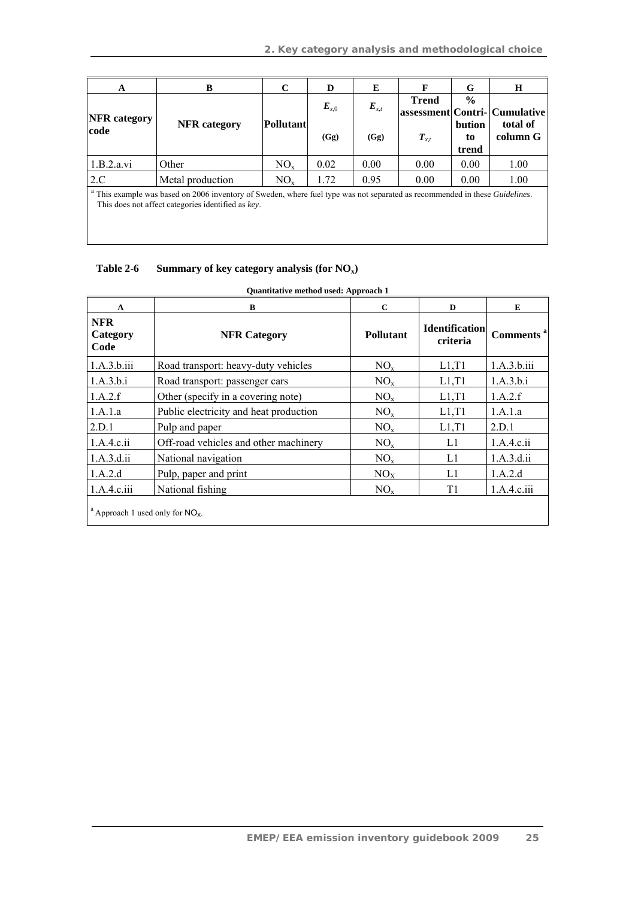| A | B | C | D | E | F | G | H |
|---|---|---|---|---|---|---|---|
| NFR category code | NFR category | Pollutant | $E_{x,0}$ (Gg) | $E_{x,t}$ (Gg) | Trend assessment $T_{x,t}$ | % Contri-bution to trend | Cumulative total of column G |
| 1.B.2.a.vi | Other | $NO_x$ | 0.02 | 0.00 | 0.00 | 0.00 | 1.00 |
| 2.C | Metal production | $NO_x$ | 1.72 | 0.95 | 0.00 | 0.00 | 1.00 |

[a] This example was based on 2006 inventory of Sweden, where fuel type was not separated as recommended in these *Guidelines*. This does not affect categories identified as *key*.

**Table 2-6 Summary of key category analysis (for $NO_x$)**

**Quantitative method used: Approach 1**

| A | B | C | D | E |
|---|---|---|---|---|
| NFR Category Code | NFR Category | Pollutant | Identification criteria | Comments [a] |
| 1.A.3.b.iii | Road transport: heavy-duty vehicles | $NO_x$ | L1,T1 | 1.A.3.b.iii |
| 1.A.3.b.i | Road transport: passenger cars | $NO_x$ | L1,T1 | 1.A.3.b.i |
| 1.A.2.f | Other (specify in a covering note) | $NO_x$ | L1,T1 | 1.A.2.f |
| 1.A.1.a | Public electricity and heat production | $NO_x$ | L1,T1 | 1.A.1.a |
| 2.D.1 | Pulp and paper | $NO_x$ | L1,T1 | 2.D.1 |
| 1.A.4.c.ii | Off-road vehicles and other machinery | $NO_x$ | L1 | 1.A.4.c.ii |
| 1.A.3.d.ii | National navigation | $NO_x$ | L1 | 1.A.3.d.ii |
| 1.A.2.d | Pulp, paper and print | $NO_X$ | L1 | 1.A.2.d |
| 1.A.4.c.iii | National fishing | $NO_x$ | T1 | 1.A.4.c.iii |

[a] Approach 1 used only for $NO_X$.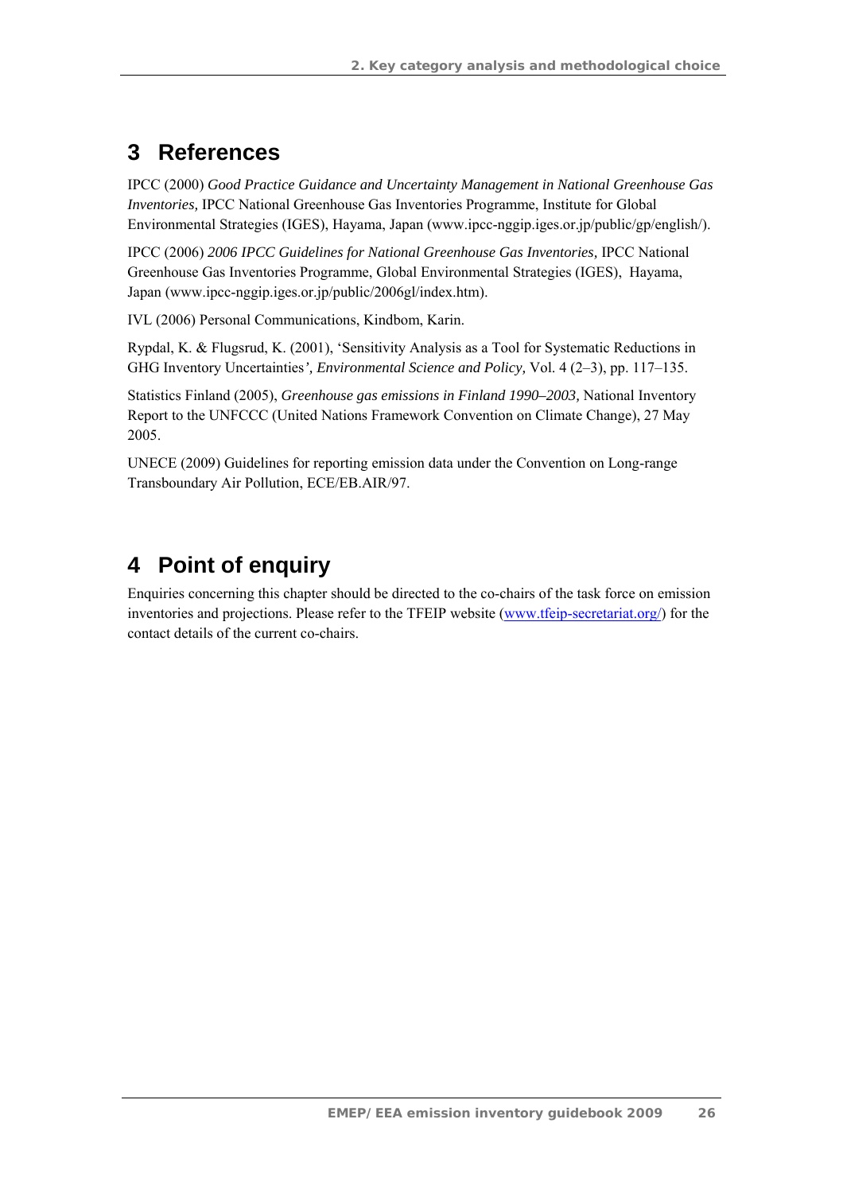# 3 References

IPCC (2000) *Good Practice Guidance and Uncertainty Management in National Greenhouse Gas Inventories,* IPCC National Greenhouse Gas Inventories Programme, Institute for Global Environmental Strategies (IGES), Hayama, Japan (www.ipcc-nggip.iges.or.jp/public/gp/english/).

IPCC (2006) *2006 IPCC Guidelines for National Greenhouse Gas Inventories,* IPCC National Greenhouse Gas Inventories Programme, Global Environmental Strategies (IGES), Hayama, Japan (www.ipcc-nggip.iges.or.jp/public/2006gl/index.htm).

IVL (2006) Personal Communications, Kindbom, Karin.

Rypdal, K. & Flugsrud, K. (2001), 'Sensitivity Analysis as a Tool for Systematic Reductions in GHG Inventory Uncertainties*', Environmental Science and Policy,* Vol. 4 (2–3), pp. 117–135.

Statistics Finland (2005), *Greenhouse gas emissions in Finland 1990–2003,* National Inventory Report to the UNFCCC (United Nations Framework Convention on Climate Change), 27 May 2005.

UNECE (2009) Guidelines for reporting emission data under the Convention on Long-range Transboundary Air Pollution, ECE/EB.AIR/97.

# 4 Point of enquiry

Enquiries concerning this chapter should be directed to the co-chairs of the task force on emission inventories and projections. Please refer to the TFEIP website (www.tfeip-secretariat.org/) for the contact details of the current co-chairs.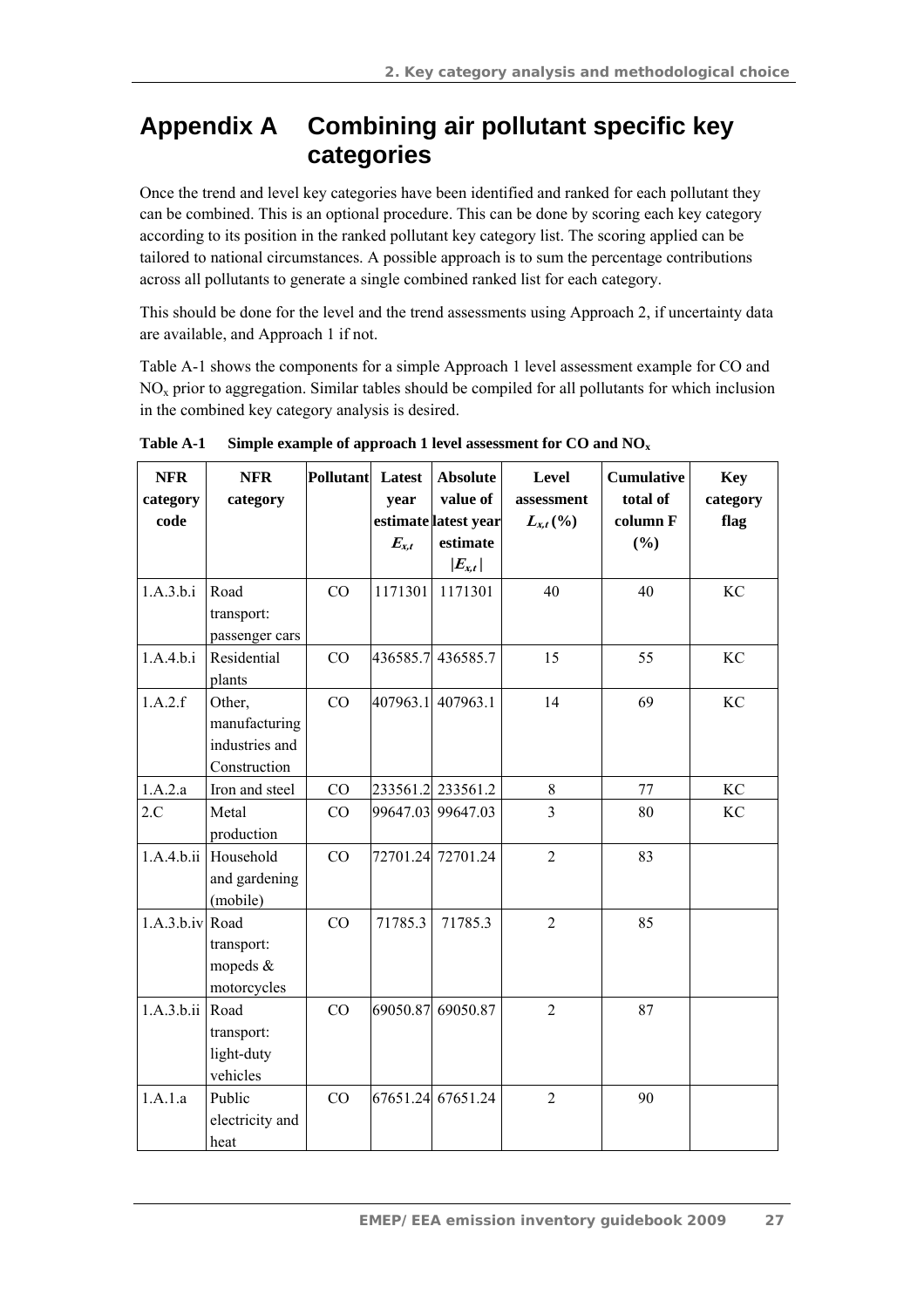# Appendix A Combining air pollutant specific key categories

Once the trend and level key categories have been identified and ranked for each pollutant they can be combined. This is an optional procedure. This can be done by scoring each key category according to its position in the ranked pollutant key category list. The scoring applied can be tailored to national circumstances. A possible approach is to sum the percentage contributions across all pollutants to generate a single combined ranked list for each category.

This should be done for the level and the trend assessments using Approach 2, if uncertainty data are available, and Approach 1 if not.

Table A-1 shows the components for a simple Approach 1 level assessment example for CO and $NO_x$ prior to aggregation. Similar tables should be compiled for all pollutants for which inclusion in the combined key category analysis is desired.

**Table A-1 Simple example of approach 1 level assessment for CO and $NO_x$**

| NFR category code | NFR category | Pollutant | Latest year estimate $E_{x,t}$ | Absolute value of latest year estimate $\lvert E_{x,t} \rvert$ | Level assessment $L_{x,t}$ (%) | Cumulative total of column F (%) | Key category flag |
|---|---|---|---|---|---|---|---|
| 1.A.3.b.i | Road transport: passenger cars | CO | 1171301 | 1171301 | 40 | 40 | KC |
| 1.A.4.b.i | Residential plants | CO | 436585.7 | 436585.7 | 15 | 55 | KC |
| 1.A.2.f | Other, manufacturing industries and Construction | CO | 407963.1 | 407963.1 | 14 | 69 | KC |
| 1.A.2.a | Iron and steel | CO | 233561.2 | 233561.2 | 8 | 77 | KC |
| 2.C | Metal production | CO | 99647.03 | 99647.03 | 3 | 80 | KC |
| 1.A.4.b.ii | Household and gardening (mobile) | CO | 72701.24 | 72701.24 | 2 | 83 | |
| 1.A.3.b.iv | Road transport: mopeds & motorcycles | CO | 71785.3 | 71785.3 | 2 | 85 | |
| 1.A.3.b.ii | Road transport: light-duty vehicles | CO | 69050.87 | 69050.87 | 2 | 87 | |
| 1.A.1.a | Public electricity and heat | CO | 67651.24 | 67651.24 | 2 | 90 | |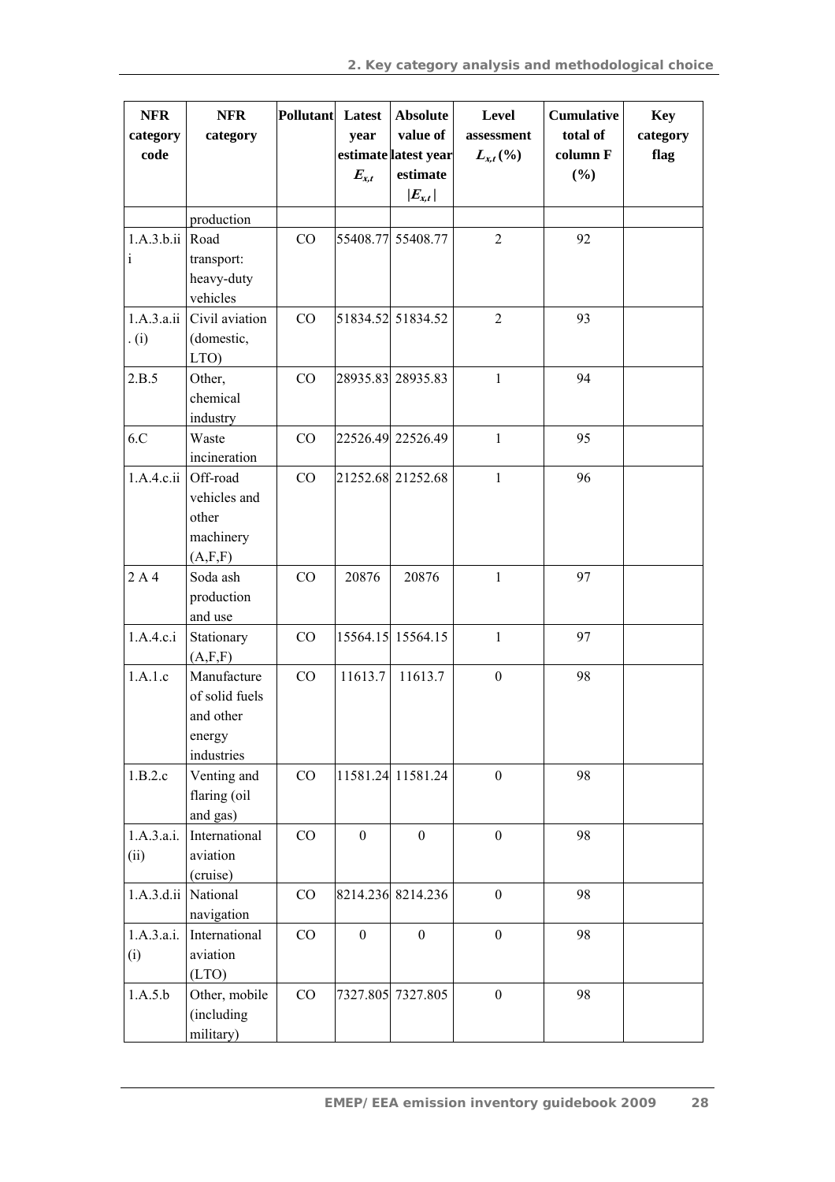| NFR category code | NFR category | Pollutant | Latest year estimate $E_{x,t}$ | Absolute value of latest year estimate $\|E_{x,t}\|$ | Level assessment $L_{x,t}$ (%) | Cumulative total of column F (%) | Key category flag |
|---|---|---|---|---|---|---|---|
| | production | | | | | | |
| 1.A.3.b.iii | Road transport: heavy-duty vehicles | CO | 55408.77 | 55408.77 | 2 | 92 | |
| 1.A.3.a.ii.(i) | Civil aviation (domestic, LTO) | CO | 51834.52 | 51834.52 | 2 | 93 | |
| 2.B.5 | Other, chemical industry | CO | 28935.83 | 28935.83 | 1 | 94 | |
| 6.C | Waste incineration | CO | 22526.49 | 22526.49 | 1 | 95 | |
| 1.A.4.c.ii | Off-road vehicles and other machinery (A,F,F) | CO | 21252.68 | 21252.68 | 1 | 96 | |
| 2 A 4 | Soda ash production and use | CO | 20876 | 20876 | 1 | 97 | |
| 1.A.4.c.i | Stationary (A,F,F) | CO | 15564.15 | 15564.15 | 1 | 97 | |
| 1.A.1.c | Manufacture of solid fuels and other energy industries | CO | 11613.7 | 11613.7 | 0 | 98 | |
| 1.B.2.c | Venting and flaring (oil and gas) | CO | 11581.24 | 11581.24 | 0 | 98 | |
| 1.A.3.a.i.(ii) | International aviation (cruise) | CO | 0 | 0 | 0 | 98 | |
| 1.A.3.d.ii | National navigation | CO | 8214.236 | 8214.236 | 0 | 98 | |
| 1.A.3.a.i.(i) | International aviation (LTO) | CO | 0 | 0 | 0 | 98 | |
| 1.A.5.b | Other, mobile (including military) | CO | 7327.805 | 7327.805 | 0 | 98 | |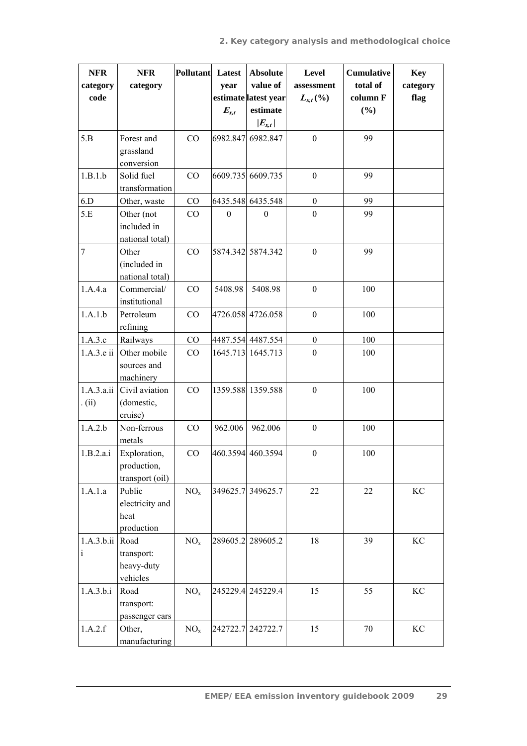| NFR category code | NFR category | Pollutant | Latest year estimate $E_{x,t}$ | Absolute value of latest year estimate $\|E_{x,t}\|$ | Level assessment $L_{x,t}$ (%) | Cumulative total of column F (%) | Key category flag |
|---|---|---|---|---|---|---|---|
| 5.B | Forest and grassland conversion | CO | 6982.847 | 6982.847 | 0 | 99 | |
| 1.B.1.b | Solid fuel transformation | CO | 6609.735 | 6609.735 | 0 | 99 | |
| 6.D | Other, waste | CO | 6435.548 | 6435.548 | 0 | 99 | |
| 5.E | Other (not included in national total) | CO | 0 | 0 | 0 | 99 | |
| 7 | Other (included in national total) | CO | 5874.342 | 5874.342 | 0 | 99 | |
| 1.A.4.a | Commercial/ institutional | CO | 5408.98 | 5408.98 | 0 | 100 | |
| 1.A.1.b | Petroleum refining | CO | 4726.058 | 4726.058 | 0 | 100 | |
| 1.A.3.c | Railways | CO | 4487.554 | 4487.554 | 0 | 100 | |
| 1.A.3.e ii | Other mobile sources and machinery | CO | 1645.713 | 1645.713 | 0 | 100 | |
| 1.A.3.a.ii. (ii) | Civil aviation (domestic, cruise) | CO | 1359.588 | 1359.588 | 0 | 100 | |
| 1.A.2.b | Non-ferrous metals | CO | 962.006 | 962.006 | 0 | 100 | |
| 1.B.2.a.i | Exploration, production, transport (oil) | CO | 460.3594 | 460.3594 | 0 | 100 | |
| 1.A.1.a | Public electricity and heat production | $NO_x$ | 349625.7 | 349625.7 | 22 | 22 | KC |
| 1.A.3.b.iii | Road transport: heavy-duty vehicles | $NO_x$ | 289605.2 | 289605.2 | 18 | 39 | KC |
| 1.A.3.b.i | Road transport: passenger cars | $NO_x$ | 245229.4 | 245229.4 | 15 | 55 | KC |
| 1.A.2.f | Other, manufacturing | $NO_x$ | 242722.7 | 242722.7 | 15 | 70 | KC |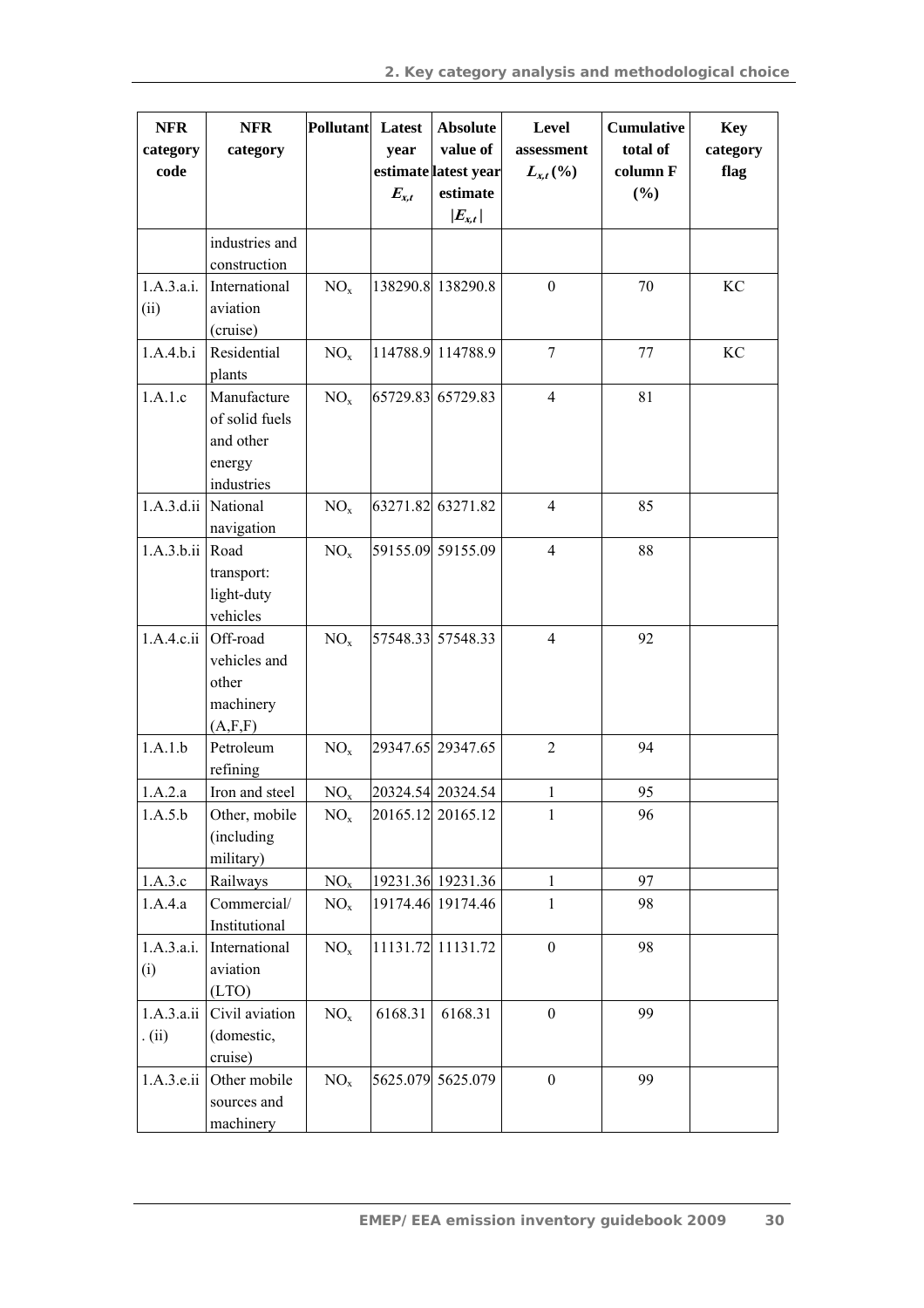| NFR category code | NFR category | Pollutant | Latest year estimate $E_{x,t}$ | Absolute value of latest year estimate $\|E_{x,t}\|$ | Level assessment $L_{x,t}$ (%) | Cumulative total of column F (%) | Key category flag |
|---|---|---|---|---|---|---|---|
| | industries and construction | | | | | | |
| 1.A.3.a.i.(ii) | International aviation (cruise) | $NO_x$ | 138290.8 | 138290.8 | 0 | 70 | KC |
| 1.A.4.b.i | Residential plants | $NO_x$ | 114788.9 | 114788.9 | 7 | 77 | KC |
| 1.A.1.c | Manufacture of solid fuels and other energy industries | $NO_x$ | 65729.83 | 65729.83 | 4 | 81 | |
| 1.A.3.d.ii | National navigation | $NO_x$ | 63271.82 | 63271.82 | 4 | 85 | |
| 1.A.3.b.ii | Road transport: light-duty vehicles | $NO_x$ | 59155.09 | 59155.09 | 4 | 88 | |
| 1.A.4.c.ii | Off-road vehicles and other machinery (A,F,F) | $NO_x$ | 57548.33 | 57548.33 | 4 | 92 | |
| 1.A.1.b | Petroleum refining | $NO_x$ | 29347.65 | 29347.65 | 2 | 94 | |
| 1.A.2.a | Iron and steel | $NO_x$ | 20324.54 | 20324.54 | 1 | 95 | |
| 1.A.5.b | Other, mobile (including military) | $NO_x$ | 20165.12 | 20165.12 | 1 | 96 | |
| 1.A.3.c | Railways | $NO_x$ | 19231.36 | 19231.36 | 1 | 97 | |
| 1.A.4.a | Commercial/ Institutional | $NO_x$ | 19174.46 | 19174.46 | 1 | 98 | |
| 1.A.3.a.i.(i) | International aviation (LTO) | $NO_x$ | 11131.72 | 11131.72 | 0 | 98 | |
| 1.A.3.a.ii.(ii) | Civil aviation (domestic, cruise) | $NO_x$ | 6168.31 | 6168.31 | 0 | 99 | |
| 1.A.3.e.ii | Other mobile sources and machinery | $NO_x$ | 5625.079 | 5625.079 | 0 | 99 | |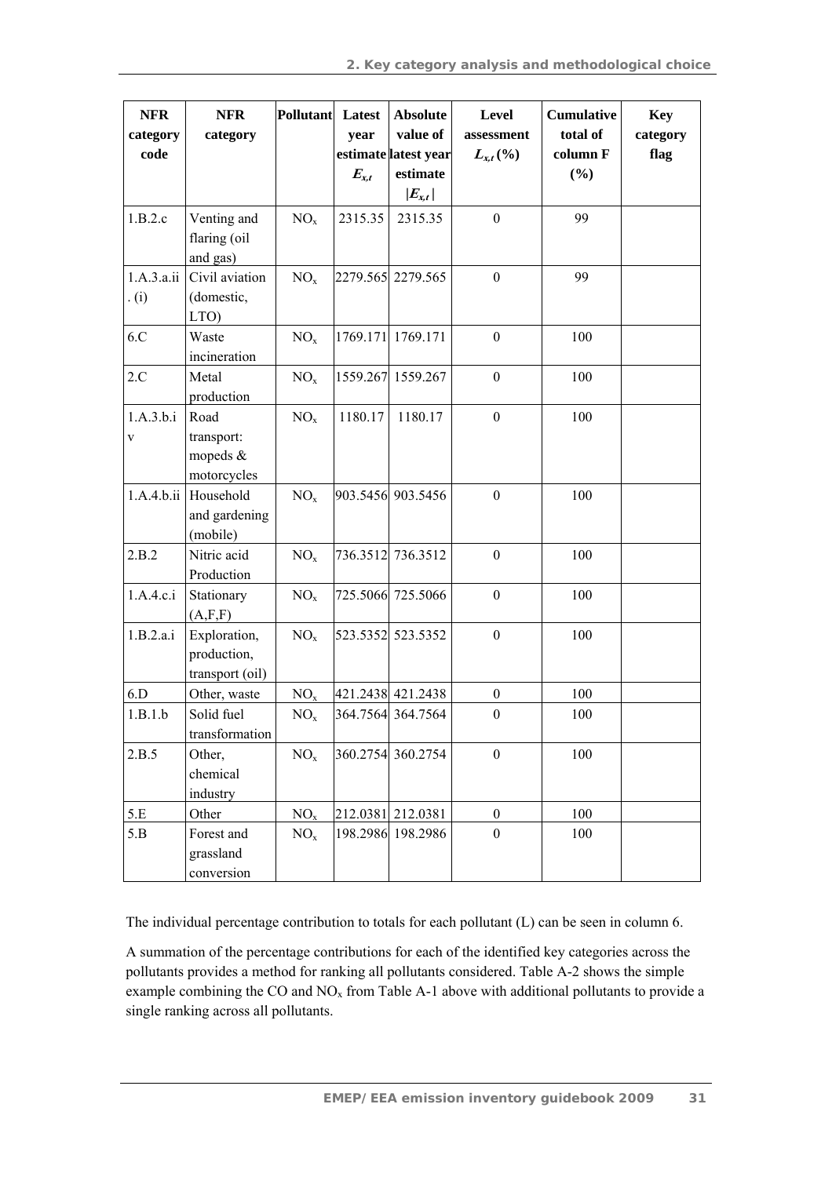| NFR category code | NFR category | Pollutant | Latest year estimate $E_{x,t}$ | Absolute value of latest year estimate $\|E_{x,t}\|$ | Level assessment $L_{x,t}$ (%) | Cumulative total of column F (%) | Key category flag |
|---|---|---|---|---|---|---|---|
| 1.B.2.c | Venting and flaring (oil and gas) | $NO_x$ | 2315.35 | 2315.35 | 0 | 99 | |
| 1.A.3.a.ii.(i) | Civil aviation (domestic, LTO) | $NO_x$ | 2279.565 | 2279.565 | 0 | 99 | |
| 6.C | Waste incineration | $NO_x$ | 1769.171 | 1769.171 | 0 | 100 | |
| 2.C | Metal production | $NO_x$ | 1559.267 | 1559.267 | 0 | 100 | |
| 1.A.3.b.iv | Road transport: mopeds & motorcycles | $NO_x$ | 1180.17 | 1180.17 | 0 | 100 | |
| 1.A.4.b.ii | Household and gardening (mobile) | $NO_x$ | 903.5456 | 903.5456 | 0 | 100 | |
| 2.B.2 | Nitric acid Production | $NO_x$ | 736.3512 | 736.3512 | 0 | 100 | |
| 1.A.4.c.i | Stationary (A,F,F) | $NO_x$ | 725.5066 | 725.5066 | 0 | 100 | |
| 1.B.2.a.i | Exploration, production, transport (oil) | $NO_x$ | 523.5352 | 523.5352 | 0 | 100 | |
| 6.D | Other, waste | $NO_x$ | 421.2438 | 421.2438 | 0 | 100 | |
| 1.B.1.b | Solid fuel transformation | $NO_x$ | 364.7564 | 364.7564 | 0 | 100 | |
| 2.B.5 | Other, chemical industry | $NO_x$ | 360.2754 | 360.2754 | 0 | 100 | |
| 5.E | Other | $NO_x$ | 212.0381 | 212.0381 | 0 | 100 | |
| 5.B | Forest and grassland conversion | $NO_x$ | 198.2986 | 198.2986 | 0 | 100 | |

The individual percentage contribution to totals for each pollutant (L) can be seen in column 6.

A summation of the percentage contributions for each of the identified key categories across the pollutants provides a method for ranking all pollutants considered. Table A-2 shows the simple example combining the CO and $NO_x$ from Table A-1 above with additional pollutants to provide a single ranking across all pollutants.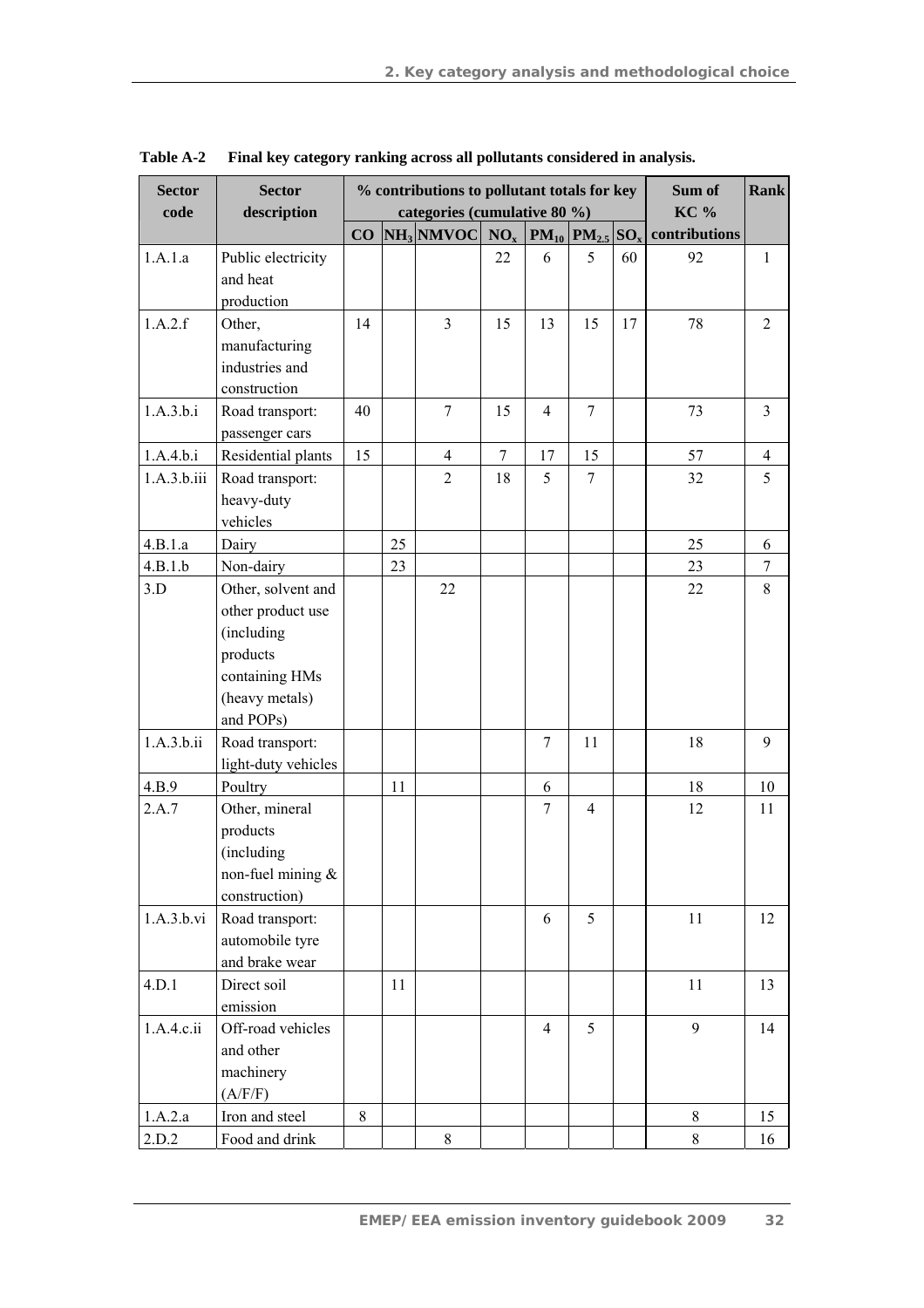**Table A-2 Final key category ranking across all pollutants considered in analysis.**

| Sector code | Sector description | % contributions to pollutant totals for key categories (cumulative 80 %) | | | | | | | Sum of KC % contributions | Rank |
|---|---|---|---|---|---|---|---|---|---|---|
| | | CO | $NH_3$ | NMVOC | $NO_x$ | $PM_{10}$ | $PM_{2.5}$ | $SO_x$ | | |
| 1.A.1.a | Public electricity and heat production | | | | 22 | 6 | 5 | 60 | 92 | 1 |
| 1.A.2.f | Other, manufacturing industries and construction | 14 | | 3 | 15 | 13 | 15 | 17 | 78 | 2 |
| 1.A.3.b.i | Road transport: passenger cars | 40 | | 7 | 15 | 4 | 7 | | 73 | 3 |
| 1.A.4.b.i | Residential plants | 15 | | 4 | 7 | 17 | 15 | | 57 | 4 |
| 1.A.3.b.iii | Road transport: heavy-duty vehicles | | | 2 | 18 | 5 | 7 | | 32 | 5 |
| 4.B.1.a | Dairy | | 25 | | | | | | 25 | 6 |
| 4.B.1.b | Non-dairy | | 23 | | | | | | 23 | 7 |
| 3.D | Other, solvent and other product use (including products containing HMs (heavy metals) and POPs) | | | 22 | | | | | 22 | 8 |
| 1.A.3.b.ii | Road transport: light-duty vehicles | | | | | 7 | 11 | | 18 | 9 |
| 4.B.9 | Poultry | | 11 | | | 6 | | | 18 | 10 |
| 2.A.7 | Other, mineral products (including non-fuel mining & construction) | | | | | 7 | 4 | | 12 | 11 |
| 1.A.3.b.vi | Road transport: automobile tyre and brake wear | | | | | 6 | 5 | | 11 | 12 |
| 4.D.1 | Direct soil emission | | 11 | | | | | | 11 | 13 |
| 1.A.4.c.ii | Off-road vehicles and other machinery (A/F/F) | | | | | 4 | 5 | | 9 | 14 |
| 1.A.2.a | Iron and steel | 8 | | | | | | | 8 | 15 |
| 2.D.2 | Food and drink | | | 8 | | | | | 8 | 16 |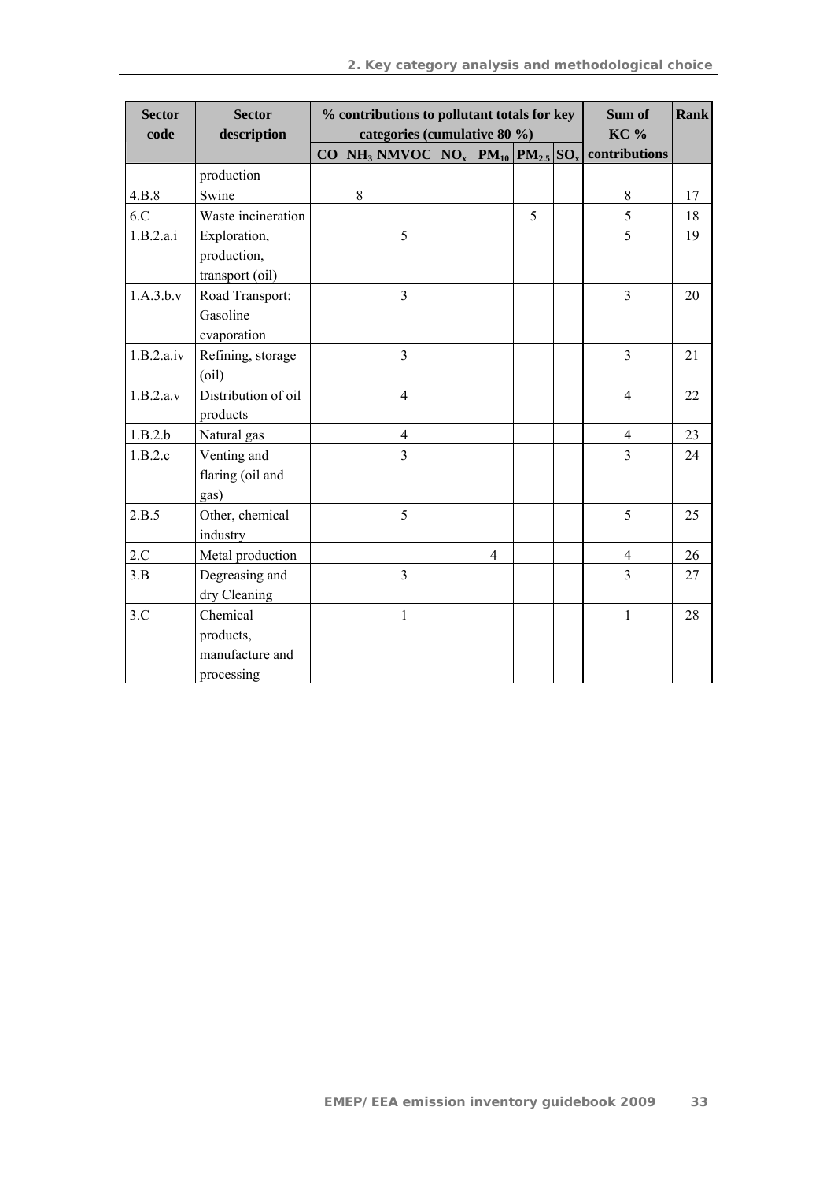| Sector code | Sector description | % contributions to pollutant totals for key categories (cumulative 80 %) | | | | | | | Sum of KC % contributions | Rank |
|---|---|---|---|---|---|---|---|---|---|---|
| | | CO | $NH_3$ | NMVOC | $NO_x$ | $PM_{10}$ | $PM_{2.5}$ | $SO_x$ | | |
| | production | | | | | | | | | |
| 4.B.8 | Swine | | 8 | | | | | | 8 | 17 |
| 6.C | Waste incineration | | | | | | 5 | | 5 | 18 |
| 1.B.2.a.i | Exploration, production, transport (oil) | | | 5 | | | | | 5 | 19 |
| 1.A.3.b.v | Road Transport: Gasoline evaporation | | | 3 | | | | | 3 | 20 |
| 1.B.2.a.iv | Refining, storage (oil) | | | 3 | | | | | 3 | 21 |
| 1.B.2.a.v | Distribution of oil products | | | 4 | | | | | 4 | 22 |
| 1.B.2.b | Natural gas | | | 4 | | | | | 4 | 23 |
| 1.B.2.c | Venting and flaring (oil and gas) | | | 3 | | | | | 3 | 24 |
| 2.B.5 | Other, chemical industry | | | 5 | | | | | 5 | 25 |
| 2.C | Metal production | | | | | 4 | | | 4 | 26 |
| 3.B | Degreasing and dry Cleaning | | | 3 | | | | | 3 | 27 |
| 3.C | Chemical products, manufacture and processing | | | 1 | | | | | 1 | 28 |